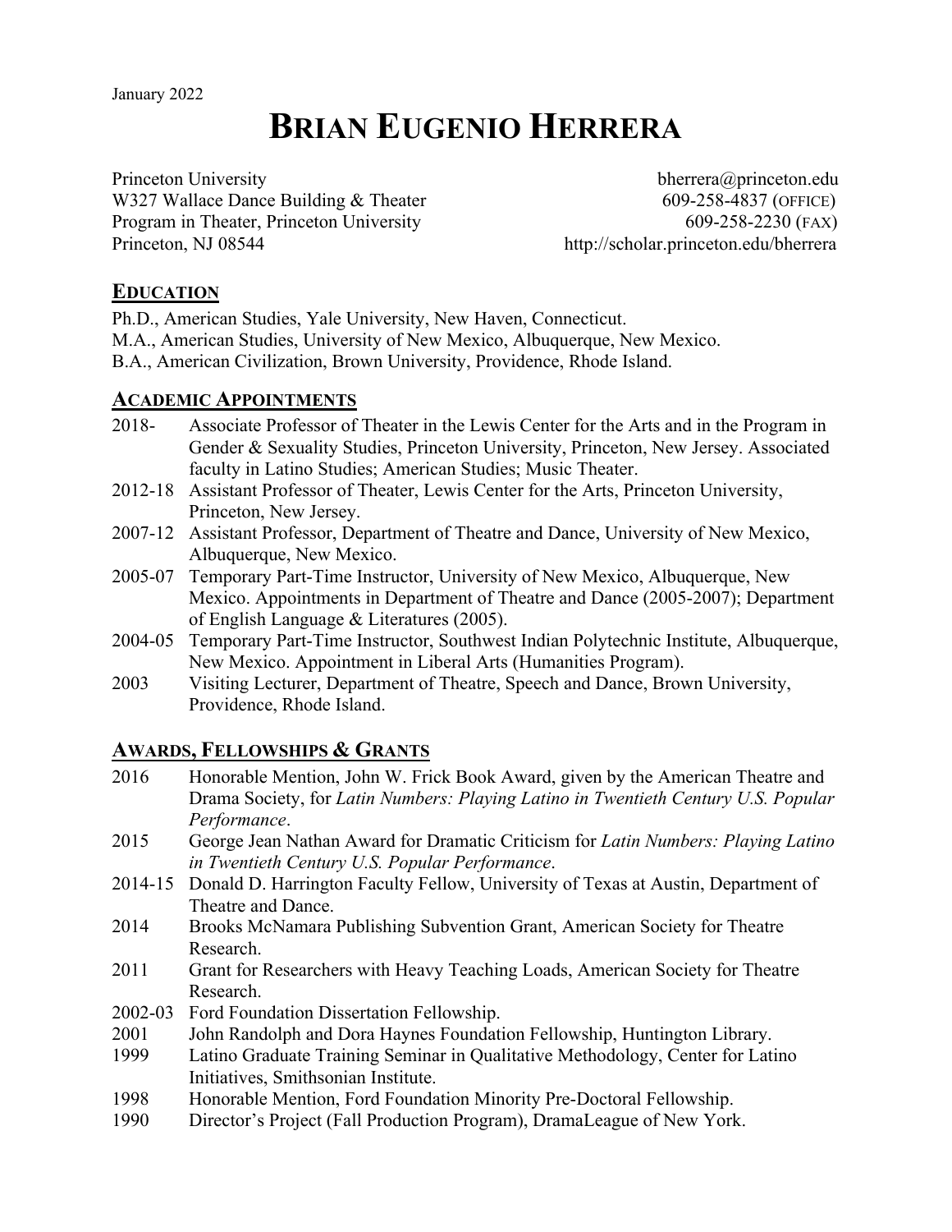January 2022

# BRIAN EUGENIO HERRERA

Princeton University  
W327 Wallace Dance Building & Theater  
Program in Theater, Princeton University  
Princeton, NJ 08544

bherrera@princeton.edu  
609-258-4837 (OFFICE)  
609-258-2230 (FAX)  
http://scholar.princeton.edu/bherrera

## EDUCATION

Ph.D., American Studies, Yale University, New Haven, Connecticut.  
M.A., American Studies, University of New Mexico, Albuquerque, New Mexico.  
B.A., American Civilization, Brown University, Providence, Rhode Island.

## ACADEMIC APPOINTMENTS

- 2018- Associate Professor of Theater in the Lewis Center for the Arts and in the Program in Gender & Sexuality Studies, Princeton University, Princeton, New Jersey. Associated faculty in Latino Studies; American Studies; Music Theater.
- 2012-18 Assistant Professor of Theater, Lewis Center for the Arts, Princeton University, Princeton, New Jersey.
- 2007-12 Assistant Professor, Department of Theatre and Dance, University of New Mexico, Albuquerque, New Mexico.
- 2005-07 Temporary Part-Time Instructor, University of New Mexico, Albuquerque, New Mexico. Appointments in Department of Theatre and Dance (2005-2007); Department of English Language & Literatures (2005).
- 2004-05 Temporary Part-Time Instructor, Southwest Indian Polytechnic Institute, Albuquerque, New Mexico. Appointment in Liberal Arts (Humanities Program).
- 2003 Visiting Lecturer, Department of Theatre, Speech and Dance, Brown University, Providence, Rhode Island.

## AWARDS, FELLOWSHIPS & GRANTS

- 2016 Honorable Mention, John W. Frick Book Award, given by the American Theatre and Drama Society, for *Latin Numbers: Playing Latino in Twentieth Century U.S. Popular Performance*.
- 2015 George Jean Nathan Award for Dramatic Criticism for *Latin Numbers: Playing Latino in Twentieth Century U.S. Popular Performance*.
- 2014-15 Donald D. Harrington Faculty Fellow, University of Texas at Austin, Department of Theatre and Dance.
- 2014 Brooks McNamara Publishing Subvention Grant, American Society for Theatre Research.
- 2011 Grant for Researchers with Heavy Teaching Loads, American Society for Theatre Research.
- 2002-03 Ford Foundation Dissertation Fellowship.
- 2001 John Randolph and Dora Haynes Foundation Fellowship, Huntington Library.
- 1999 Latino Graduate Training Seminar in Qualitative Methodology, Center for Latino Initiatives, Smithsonian Institute.
- 1998 Honorable Mention, Ford Foundation Minority Pre-Doctoral Fellowship.
- 1990 Director's Project (Fall Production Program), DramaLeague of New York.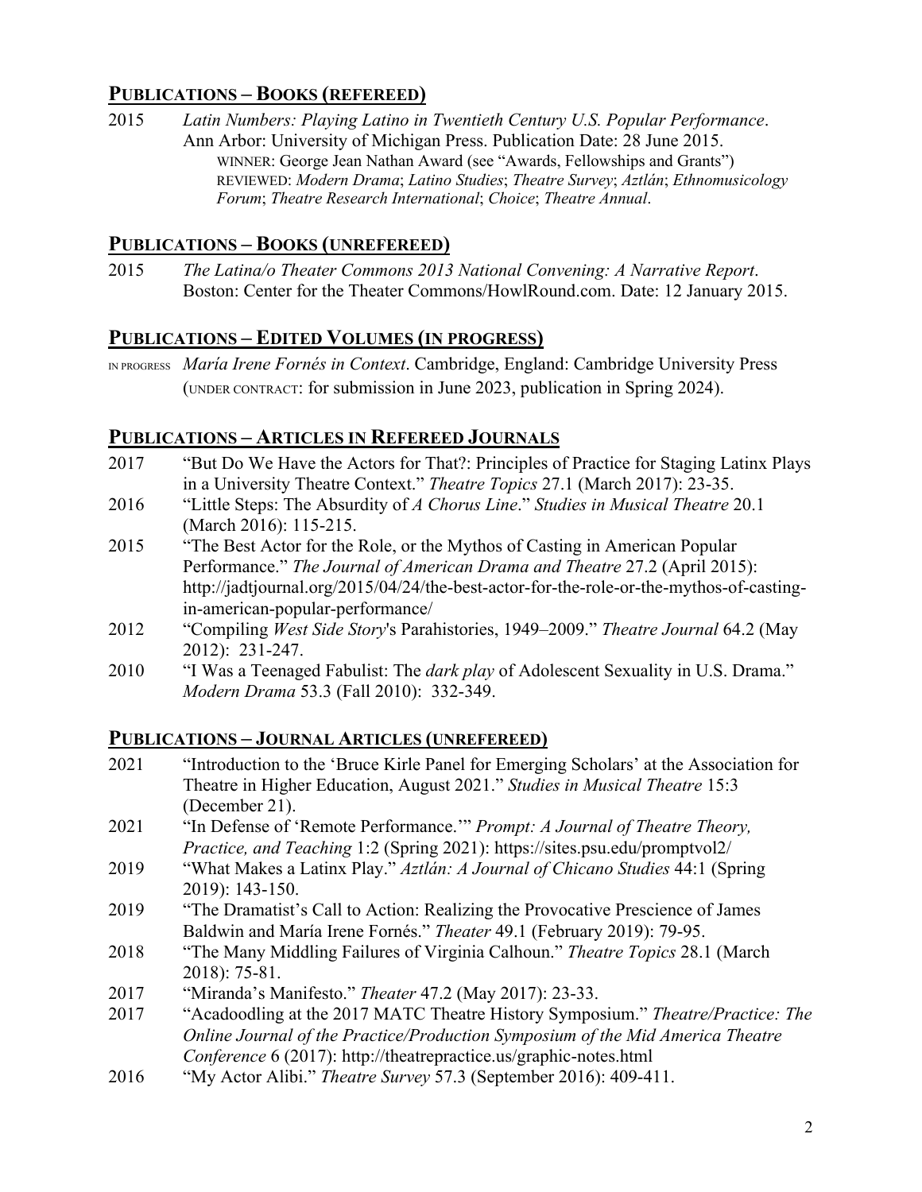## PUBLICATIONS – BOOKS (REFEREED)

2015 *Latin Numbers: Playing Latino in Twentieth Century U.S. Popular Performance*. Ann Arbor: University of Michigan Press. Publication Date: 28 June 2015.
WINNER: George Jean Nathan Award (see "Awards, Fellowships and Grants")
REVIEWED: *Modern Drama*; *Latino Studies*; *Theatre Survey*; *Aztlán*; *Ethnomusicology Forum*; *Theatre Research International*; *Choice*; *Theatre Annual*.

## PUBLICATIONS – BOOKS (UNREFEREED)

2015 *The Latina/o Theater Commons 2013 National Convening: A Narrative Report*. Boston: Center for the Theater Commons/HowlRound.com. Date: 12 January 2015.

## PUBLICATIONS – EDITED VOLUMES (IN PROGRESS)

IN PROGRESS *María Irene Fornés in Context*. Cambridge, England: Cambridge University Press (UNDER CONTRACT: for submission in June 2023, publication in Spring 2024).

## PUBLICATIONS – ARTICLES IN REFEREED JOURNALS

2017 "But Do We Have the Actors for That?: Principles of Practice for Staging Latinx Plays in a University Theatre Context." *Theatre Topics* 27.1 (March 2017): 23-35.

2016 "Little Steps: The Absurdity of *A Chorus Line*." *Studies in Musical Theatre* 20.1 (March 2016): 115-215.

2015 "The Best Actor for the Role, or the Mythos of Casting in American Popular Performance." *The Journal of American Drama and Theatre* 27.2 (April 2015): http://jadtjournal.org/2015/04/24/the-best-actor-for-the-role-or-the-mythos-of-casting-in-american-popular-performance/

2012 "Compiling *West Side Story*'s Parahistories, 1949–2009." *Theatre Journal* 64.2 (May 2012): 231-247.

2010 "I Was a Teenaged Fabulist: The *dark play* of Adolescent Sexuality in U.S. Drama." *Modern Drama* 53.3 (Fall 2010): 332-349.

## PUBLICATIONS – JOURNAL ARTICLES (UNREFEREED)

2021 "Introduction to the 'Bruce Kirle Panel for Emerging Scholars' at the Association for Theatre in Higher Education, August 2021." *Studies in Musical Theatre* 15:3 (December 21).

2021 "In Defense of 'Remote Performance.'" *Prompt: A Journal of Theatre Theory, Practice, and Teaching* 1:2 (Spring 2021): https://sites.psu.edu/promptvol2/

2019 "What Makes a Latinx Play." *Aztlán: A Journal of Chicano Studies* 44:1 (Spring 2019): 143-150.

2019 "The Dramatist's Call to Action: Realizing the Provocative Prescience of James Baldwin and María Irene Fornés." *Theater* 49.1 (February 2019): 79-95.

2018 "The Many Middling Failures of Virginia Calhoun." *Theatre Topics* 28.1 (March 2018): 75-81.

2017 "Miranda's Manifesto." *Theater* 47.2 (May 2017): 23-33.

2017 "Acadoodling at the 2017 MATC Theatre History Symposium." *Theatre/Practice: The Online Journal of the Practice/Production Symposium of the Mid America Theatre Conference* 6 (2017): http://theatrepractice.us/graphic-notes.html

2016 "My Actor Alibi." *Theatre Survey* 57.3 (September 2016): 409-411.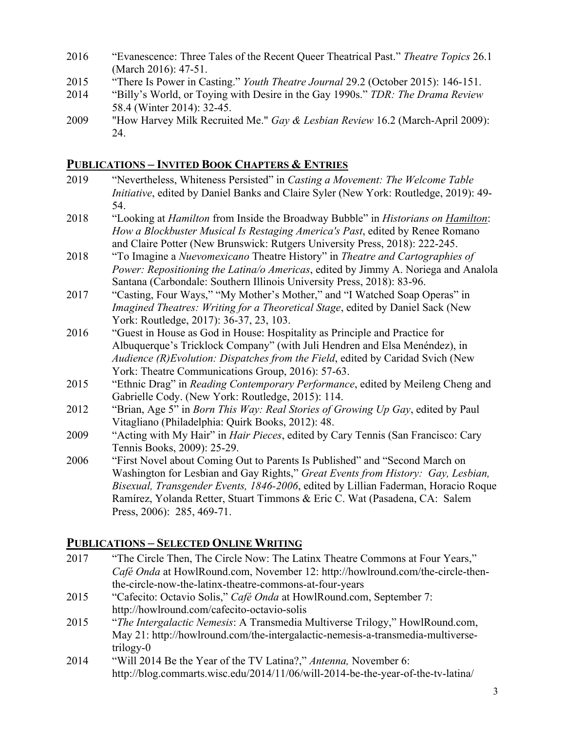2016 “Evanescence: Three Tales of the Recent Queer Theatrical Past.” *Theatre Topics* 26.1 (March 2016): 47-51.

2015 “There Is Power in Casting.” *Youth Theatre Journal* 29.2 (October 2015): 146-151.

2014 “Billy’s World, or Toying with Desire in the Gay 1990s.” *TDR: The Drama Review* 58.4 (Winter 2014): 32-45.

2009 "How Harvey Milk Recruited Me." *Gay & Lesbian Review* 16.2 (March-April 2009): 24.

## PUBLICATIONS – INVITED BOOK CHAPTERS & ENTRIES

2019 “Nevertheless, Whiteness Persisted” in *Casting a Movement: The Welcome Table Initiative*, edited by Daniel Banks and Claire Syler (New York: Routledge, 2019): 49-54.

2018 “Looking at *Hamilton* from Inside the Broadway Bubble” in *Historians on Hamilton: How a Blockbuster Musical Is Restaging America's Past*, edited by Renee Romano and Claire Potter (New Brunswick: Rutgers University Press, 2018): 222-245.

2018 “To Imagine a *Nuevomexicano* Theatre History” in *Theatre and Cartographies of Power: Repositioning the Latina/o Americas*, edited by Jimmy A. Noriega and Analola Santana (Carbondale: Southern Illinois University Press, 2018): 83-96.

2017 “Casting, Four Ways,” “My Mother’s Mother,” and “I Watched Soap Operas” in *Imagined Theatres: Writing for a Theoretical Stage*, edited by Daniel Sack (New York: Routledge, 2017): 36-37, 23, 103.

2016 “Guest in House as God in House: Hospitality as Principle and Practice for Albuquerque’s Tricklock Company” (with Juli Hendren and Elsa Menéndez), in *Audience (R)Evolution: Dispatches from the Field*, edited by Caridad Svich (New York: Theatre Communications Group, 2016): 57-63.

2015 “Ethnic Drag” in *Reading Contemporary Performance*, edited by Meileng Cheng and Gabrielle Cody. (New York: Routledge, 2015): 114.

2012 “Brian, Age 5” in *Born This Way: Real Stories of Growing Up Gay*, edited by Paul Vitagliano (Philadelphia: Quirk Books, 2012): 48.

2009 “Acting with My Hair” in *Hair Pieces*, edited by Cary Tennis (San Francisco: Cary Tennis Books, 2009): 25-29.

2006 “First Novel about Coming Out to Parents Is Published” and “Second March on Washington for Lesbian and Gay Rights,” *Great Events from History: Gay, Lesbian, Bisexual, Transgender Events, 1846-2006*, edited by Lillian Faderman, Horacio Roque Ramírez, Yolanda Retter, Stuart Timmons & Eric C. Wat (Pasadena, CA: Salem Press, 2006): 285, 469-71.

## PUBLICATIONS – SELECTED ONLINE WRITING

2017 “The Circle Then, The Circle Now: The Latinx Theatre Commons at Four Years,” *Café Onda* at HowlRound.com, November 12: http://howlround.com/the-circle-then-the-circle-now-the-latinx-theatre-commons-at-four-years

2015 “Cafecito: Octavio Solis,” *Café Onda* at HowlRound.com, September 7: http://howlround.com/cafecito-octavio-solis

2015 “*The Intergalactic Nemesis*: A Transmedia Multiverse Trilogy,” HowlRound.com, May 21: http://howlround.com/the-intergalactic-nemesis-a-transmedia-multiverse-trilogy-0

2014 “Will 2014 Be the Year of the TV Latina?,” *Antenna,* November 6: http://blog.commarts.wisc.edu/2014/11/06/will-2014-be-the-year-of-the-tv-latina/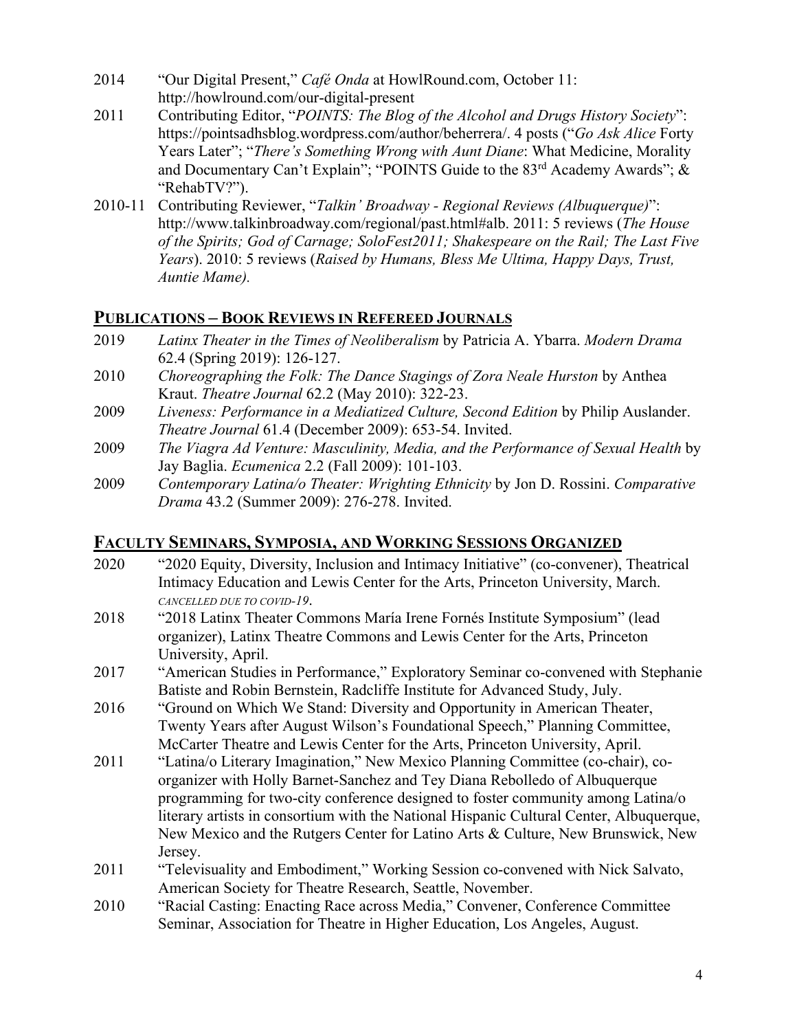2014 "Our Digital Present," *Café Onda* at HowlRound.com, October 11: http://howlround.com/our-digital-present

2011 Contributing Editor, "*POINTS: The Blog of the Alcohol and Drugs History Society*": https://pointsadhsblog.wordpress.com/author/beherrera/. 4 posts ("*Go Ask Alice* Forty Years Later"; "*There's Something Wrong with Aunt Diane*: What Medicine, Morality and Documentary Can't Explain"; "POINTS Guide to the 83rd Academy Awards"; & "RehabTV?").

2010-11 Contributing Reviewer, "*Talkin' Broadway - Regional Reviews (Albuquerque)*": http://www.talkinbroadway.com/regional/past.html#alb. 2011: 5 reviews (*The House of the Spirits; God of Carnage; SoloFest2011; Shakespeare on the Rail; The Last Five Years*). 2010: 5 reviews (*Raised by Humans, Bless Me Ultima, Happy Days, Trust, Auntie Mame).*

## Publications – Book Reviews in Refereed Journals

2019 *Latinx Theater in the Times of Neoliberalism* by Patricia A. Ybarra. *Modern Drama* 62.4 (Spring 2019): 126-127.

2010 *Choreographing the Folk: The Dance Stagings of Zora Neale Hurston* by Anthea Kraut. *Theatre Journal* 62.2 (May 2010): 322-23.

2009 *Liveness: Performance in a Mediatized Culture, Second Edition* by Philip Auslander. *Theatre Journal* 61.4 (December 2009): 653-54. Invited.

2009 *The Viagra Ad Venture: Masculinity, Media, and the Performance of Sexual Health* by Jay Baglia. *Ecumenica* 2.2 (Fall 2009): 101-103.

2009 *Contemporary Latina/o Theater: Wrighting Ethnicity* by Jon D. Rossini. *Comparative Drama* 43.2 (Summer 2009): 276-278. Invited.

## Faculty Seminars, Symposia, and Working Sessions Organized

2020 "2020 Equity, Diversity, Inclusion and Intimacy Initiative" (co-convener), Theatrical Intimacy Education and Lewis Center for the Arts, Princeton University, March. *CANCELLED DUE TO COVID-19*.

2018 "2018 Latinx Theater Commons María Irene Fornés Institute Symposium" (lead organizer), Latinx Theatre Commons and Lewis Center for the Arts, Princeton University, April.

2017 "American Studies in Performance," Exploratory Seminar co-convened with Stephanie Batiste and Robin Bernstein, Radcliffe Institute for Advanced Study, July.

2016 "Ground on Which We Stand: Diversity and Opportunity in American Theater, Twenty Years after August Wilson's Foundational Speech," Planning Committee, McCarter Theatre and Lewis Center for the Arts, Princeton University, April.

2011 "Latina/o Literary Imagination," New Mexico Planning Committee (co-chair), co-organizer with Holly Barnet-Sanchez and Tey Diana Rebolledo of Albuquerque programming for two-city conference designed to foster community among Latina/o literary artists in consortium with the National Hispanic Cultural Center, Albuquerque, New Mexico and the Rutgers Center for Latino Arts & Culture, New Brunswick, New Jersey.

2011 "Televisuality and Embodiment," Working Session co-convened with Nick Salvato, American Society for Theatre Research, Seattle, November.

2010 "Racial Casting: Enacting Race across Media," Convener, Conference Committee Seminar, Association for Theatre in Higher Education, Los Angeles, August.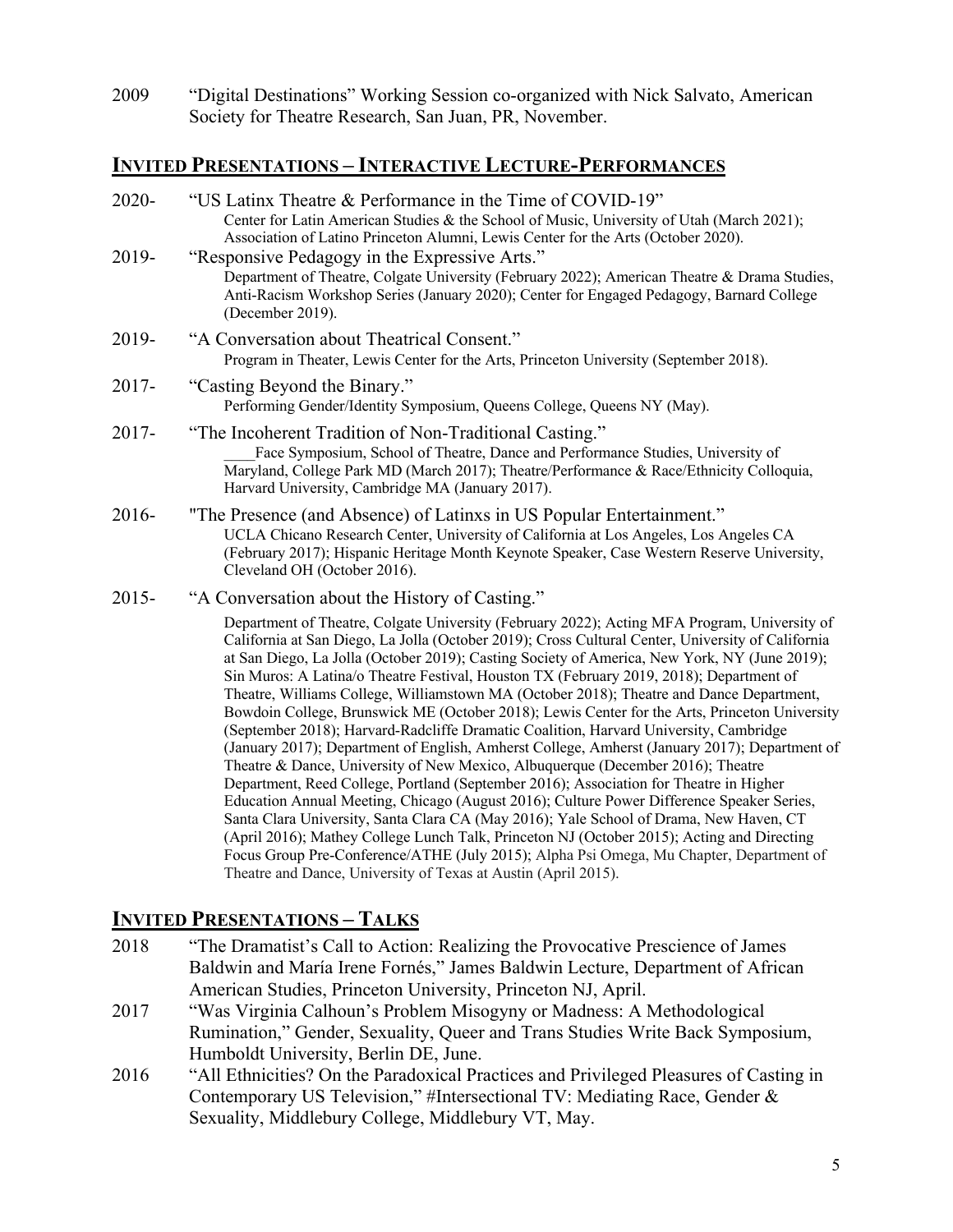2009 "Digital Destinations" Working Session co-organized with Nick Salvato, American Society for Theatre Research, San Juan, PR, November.

## INVITED PRESENTATIONS – INTERACTIVE LECTURE-PERFORMANCES

2020- "US Latinx Theatre & Performance in the Time of COVID-19"
Center for Latin American Studies & the School of Music, University of Utah (March 2021); Association of Latino Princeton Alumni, Lewis Center for the Arts (October 2020).

2019- "Responsive Pedagogy in the Expressive Arts."
Department of Theatre, Colgate University (February 2022); American Theatre & Drama Studies, Anti-Racism Workshop Series (January 2020); Center for Engaged Pedagogy, Barnard College (December 2019).

2019- "A Conversation about Theatrical Consent."
Program in Theater, Lewis Center for the Arts, Princeton University (September 2018).

2017- "Casting Beyond the Binary."
Performing Gender/Identity Symposium, Queens College, Queens NY (May).

2017- "The Incoherent Tradition of Non-Traditional Casting."
____Face Symposium, School of Theatre, Dance and Performance Studies, University of Maryland, College Park MD (March 2017); Theatre/Performance & Race/Ethnicity Colloquia, Harvard University, Cambridge MA (January 2017).

2016- "The Presence (and Absence) of Latinxs in US Popular Entertainment."
UCLA Chicano Research Center, University of California at Los Angeles, Los Angeles CA (February 2017); Hispanic Heritage Month Keynote Speaker, Case Western Reserve University, Cleveland OH (October 2016).

2015- "A Conversation about the History of Casting."
Department of Theatre, Colgate University (February 2022); Acting MFA Program, University of California at San Diego, La Jolla (October 2019); Cross Cultural Center, University of California at San Diego, La Jolla (October 2019); Casting Society of America, New York, NY (June 2019); Sin Muros: A Latina/o Theatre Festival, Houston TX (February 2019, 2018); Department of Theatre, Williams College, Williamstown MA (October 2018); Theatre and Dance Department, Bowdoin College, Brunswick ME (October 2018); Lewis Center for the Arts, Princeton University (September 2018); Harvard-Radcliffe Dramatic Coalition, Harvard University, Cambridge (January 2017); Department of English, Amherst College, Amherst (January 2017); Department of Theatre & Dance, University of New Mexico, Albuquerque (December 2016); Theatre Department, Reed College, Portland (September 2016); Association for Theatre in Higher Education Annual Meeting, Chicago (August 2016); Culture Power Difference Speaker Series, Santa Clara University, Santa Clara CA (May 2016); Yale School of Drama, New Haven, CT (April 2016); Mathey College Lunch Talk, Princeton NJ (October 2015); Acting and Directing Focus Group Pre-Conference/ATHE (July 2015); Alpha Psi Omega, Mu Chapter, Department of Theatre and Dance, University of Texas at Austin (April 2015).

## INVITED PRESENTATIONS – TALKS

2018 "The Dramatist's Call to Action: Realizing the Provocative Prescience of James Baldwin and María Irene Fornés," James Baldwin Lecture, Department of African American Studies, Princeton University, Princeton NJ, April.

2017 "Was Virginia Calhoun's Problem Misogyny or Madness: A Methodological Rumination," Gender, Sexuality, Queer and Trans Studies Write Back Symposium, Humboldt University, Berlin DE, June.

2016 "All Ethnicities? On the Paradoxical Practices and Privileged Pleasures of Casting in Contemporary US Television," #Intersectional TV: Mediating Race, Gender & Sexuality, Middlebury College, Middlebury VT, May.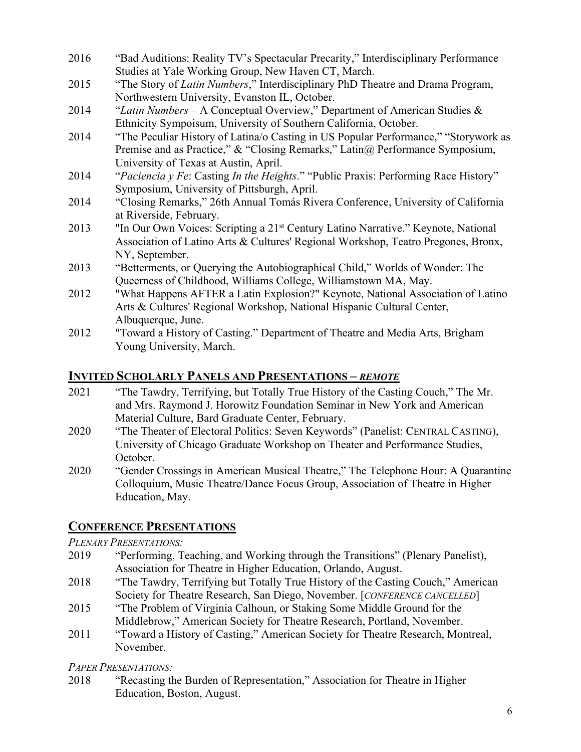2016 “Bad Auditions: Reality TV’s Spectacular Precarity,” Interdisciplinary Performance Studies at Yale Working Group, New Haven CT, March.

2015 “The Story of *Latin Numbers*,” Interdisciplinary PhD Theatre and Drama Program, Northwestern University, Evanston IL, October.

2014 “*Latin Numbers* – A Conceptual Overview,” Department of American Studies & Ethnicity Sympoisum, University of Southern California, October.

2014 “The Peculiar History of Latina/o Casting in US Popular Performance,” “Storywork as Premise and as Practice,” & “Closing Remarks,” Latin@ Performance Symposium, University of Texas at Austin, April.

2014 “*Paciencia y Fe*: Casting *In the Heights*.” “Public Praxis: Performing Race History” Symposium, University of Pittsburgh, April.

2014 “Closing Remarks,” 26th Annual Tomás Rivera Conference, University of California at Riverside, February.

2013 "In Our Own Voices: Scripting a 21st Century Latino Narrative.” Keynote, National Association of Latino Arts & Cultures' Regional Workshop, Teatro Pregones, Bronx, NY, September.

2013 “Betterments, or Querying the Autobiographical Child,” Worlds of Wonder: The Queerness of Childhood, Williams College, Williamstown MA, May.

2012 "What Happens AFTER a Latin Explosion?" Keynote, National Association of Latino Arts & Cultures' Regional Workshop, National Hispanic Cultural Center, Albuquerque, June.

2012 "Toward a History of Casting.” Department of Theatre and Media Arts, Brigham Young University, March.

## INVITED SCHOLARLY PANELS AND PRESENTATIONS – *REMOTE*

2021 “The Tawdry, Terrifying, but Totally True History of the Casting Couch,” The Mr. and Mrs. Raymond J. Horowitz Foundation Seminar in New York and American Material Culture, Bard Graduate Center, February.

2020 “The Theater of Electoral Politics: Seven Keywords” (Panelist: CENTRAL CASTING), University of Chicago Graduate Workshop on Theater and Performance Studies, October.

2020 “Gender Crossings in American Musical Theatre,” The Telephone Hour: A Quarantine Colloquium, Music Theatre/Dance Focus Group, Association of Theatre in Higher Education, May.

## CONFERENCE PRESENTATIONS

*PLENARY PRESENTATIONS:*

2019 “Performing, Teaching, and Working through the Transitions” (Plenary Panelist), Association for Theatre in Higher Education, Orlando, August.

2018 “The Tawdry, Terrifying but Totally True History of the Casting Couch,” American Society for Theatre Research, San Diego, November. [*CONFERENCE CANCELLED*]

2015 “The Problem of Virginia Calhoun, or Staking Some Middle Ground for the Middlebrow,” American Society for Theatre Research, Portland, November.

2011 “Toward a History of Casting,” American Society for Theatre Research, Montreal, November.

*PAPER PRESENTATIONS:*

2018 “Recasting the Burden of Representation,” Association for Theatre in Higher Education, Boston, August.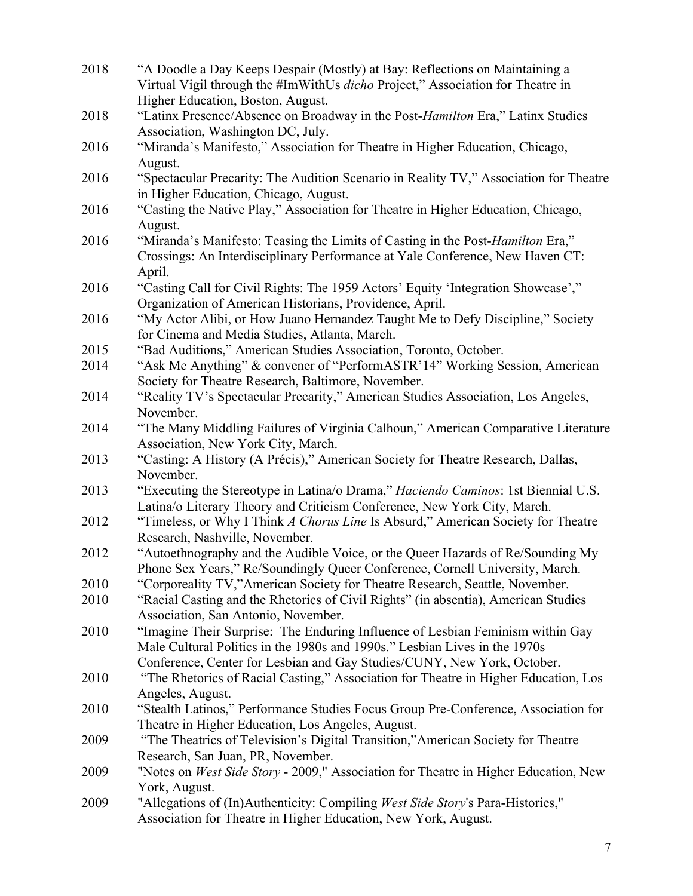2018 "A Doodle a Day Keeps Despair (Mostly) at Bay: Reflections on Maintaining a Virtual Vigil through the #ImWithUs *dicho* Project," Association for Theatre in Higher Education, Boston, August.

2018 "Latinx Presence/Absence on Broadway in the Post-*Hamilton* Era," Latinx Studies Association, Washington DC, July.

2016 "Miranda's Manifesto," Association for Theatre in Higher Education, Chicago, August.

2016 "Spectacular Precarity: The Audition Scenario in Reality TV," Association for Theatre in Higher Education, Chicago, August.

2016 "Casting the Native Play," Association for Theatre in Higher Education, Chicago, August.

2016 "Miranda's Manifesto: Teasing the Limits of Casting in the Post-*Hamilton* Era," Crossings: An Interdisciplinary Performance at Yale Conference, New Haven CT: April.

2016 "Casting Call for Civil Rights: The 1959 Actors' Equity 'Integration Showcase'," Organization of American Historians, Providence, April.

2016 "My Actor Alibi, or How Juano Hernandez Taught Me to Defy Discipline," Society for Cinema and Media Studies, Atlanta, March.

2015 "Bad Auditions," American Studies Association, Toronto, October.

2014 "Ask Me Anything" & convener of "PerformASTR'14" Working Session, American Society for Theatre Research, Baltimore, November.

2014 "Reality TV's Spectacular Precarity," American Studies Association, Los Angeles, November.

2014 "The Many Middling Failures of Virginia Calhoun," American Comparative Literature Association, New York City, March.

2013 "Casting: A History (A Précis)," American Society for Theatre Research, Dallas, November.

2013 "Executing the Stereotype in Latina/o Drama," *Haciendo Caminos*: 1st Biennial U.S. Latina/o Literary Theory and Criticism Conference, New York City, March.

2012 "Timeless, or Why I Think *A Chorus Line* Is Absurd," American Society for Theatre Research, Nashville, November.

2012 "Autoethnography and the Audible Voice, or the Queer Hazards of Re/Sounding My Phone Sex Years," Re/Soundingly Queer Conference, Cornell University, March.

2010 "Corporeality TV,"American Society for Theatre Research, Seattle, November.

2010 "Racial Casting and the Rhetorics of Civil Rights" (in absentia), American Studies Association, San Antonio, November.

2010 "Imagine Their Surprise: The Enduring Influence of Lesbian Feminism within Gay Male Cultural Politics in the 1980s and 1990s." Lesbian Lives in the 1970s Conference, Center for Lesbian and Gay Studies/CUNY, New York, October.

2010 "The Rhetorics of Racial Casting," Association for Theatre in Higher Education, Los Angeles, August.

2010 "Stealth Latinos," Performance Studies Focus Group Pre-Conference, Association for Theatre in Higher Education, Los Angeles, August.

2009 "The Theatrics of Television's Digital Transition,"American Society for Theatre Research, San Juan, PR, November.

2009 "Notes on *West Side Story* - 2009," Association for Theatre in Higher Education, New York, August.

2009 "Allegations of (In)Authenticity: Compiling *West Side Story*'s Para-Histories," Association for Theatre in Higher Education, New York, August.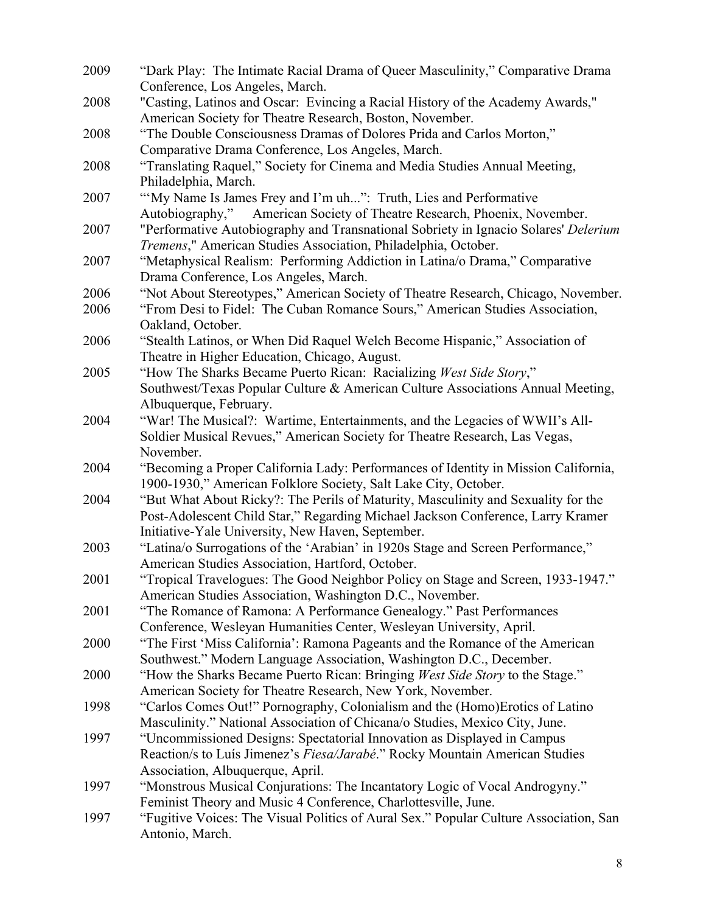2009 "Dark Play: The Intimate Racial Drama of Queer Masculinity," Comparative Drama Conference, Los Angeles, March.

2008 "Casting, Latinos and Oscar: Evincing a Racial History of the Academy Awards," American Society for Theatre Research, Boston, November.

2008 "The Double Consciousness Dramas of Dolores Prida and Carlos Morton," Comparative Drama Conference, Los Angeles, March.

2008 "Translating Raquel," Society for Cinema and Media Studies Annual Meeting, Philadelphia, March.

2007 "'My Name Is James Frey and I'm uh...": Truth, Lies and Performative Autobiography," American Society of Theatre Research, Phoenix, November.

2007 "Performative Autobiography and Transnational Sobriety in Ignacio Solares' *Delerium Tremens*," American Studies Association, Philadelphia, October.

2007 "Metaphysical Realism: Performing Addiction in Latina/o Drama," Comparative Drama Conference, Los Angeles, March.

2006 "Not About Stereotypes," American Society of Theatre Research, Chicago, November.

2006 "From Desi to Fidel: The Cuban Romance Sours," American Studies Association, Oakland, October.

2006 "Stealth Latinos, or When Did Raquel Welch Become Hispanic," Association of Theatre in Higher Education, Chicago, August.

2005 "How The Sharks Became Puerto Rican: Racializing *West Side Story*," Southwest/Texas Popular Culture & American Culture Associations Annual Meeting, Albuquerque, February.

2004 "War! The Musical?: Wartime, Entertainments, and the Legacies of WWII's All-Soldier Musical Revues," American Society for Theatre Research, Las Vegas, November.

2004 "Becoming a Proper California Lady: Performances of Identity in Mission California, 1900-1930," American Folklore Society, Salt Lake City, October.

2004 "But What About Ricky?: The Perils of Maturity, Masculinity and Sexuality for the Post-Adolescent Child Star," Regarding Michael Jackson Conference, Larry Kramer Initiative-Yale University, New Haven, September.

2003 "Latina/o Surrogations of the 'Arabian' in 1920s Stage and Screen Performance," American Studies Association, Hartford, October.

2001 "Tropical Travelogues: The Good Neighbor Policy on Stage and Screen, 1933-1947." American Studies Association, Washington D.C., November.

2001 "The Romance of Ramona: A Performance Genealogy." Past Performances Conference, Wesleyan Humanities Center, Wesleyan University, April.

2000 "The First 'Miss California': Ramona Pageants and the Romance of the American Southwest." Modern Language Association, Washington D.C., December.

2000 "How the Sharks Became Puerto Rican: Bringing *West Side Story* to the Stage." American Society for Theatre Research, New York, November.

1998 "Carlos Comes Out!" Pornography, Colonialism and the (Homo)Erotics of Latino Masculinity." National Association of Chicana/o Studies, Mexico City, June.

1997 "Uncommissioned Designs: Spectatorial Innovation as Displayed in Campus Reaction/s to Luís Jimenez's *Fiesa/Jarabé*." Rocky Mountain American Studies Association, Albuquerque, April.

1997 "Monstrous Musical Conjurations: The Incantatory Logic of Vocal Androgyny." Feminist Theory and Music 4 Conference, Charlottesville, June.

1997 "Fugitive Voices: The Visual Politics of Aural Sex." Popular Culture Association, San Antonio, March.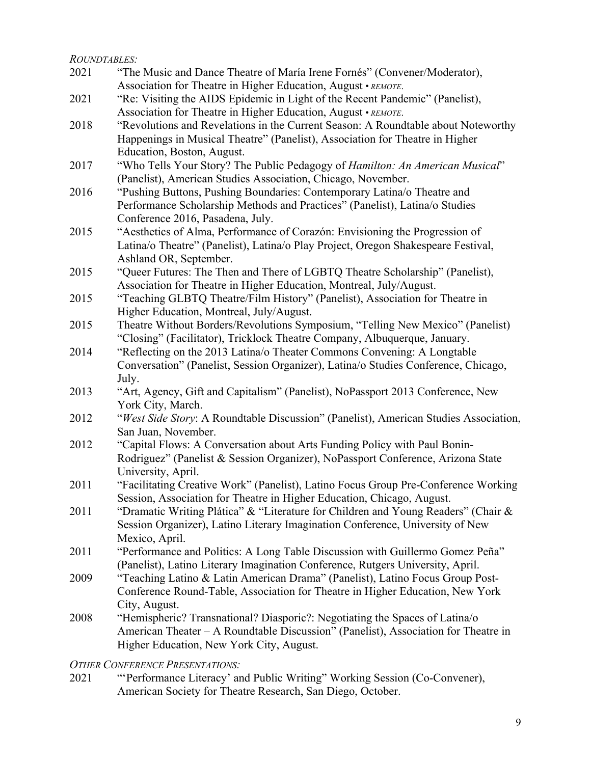*ROUNDTABLES:*

2021 "The Music and Dance Theatre of María Irene Fornés" (Convener/Moderator), Association for Theatre in Higher Education, August • *REMOTE.*

2021 "Re: Visiting the AIDS Epidemic in Light of the Recent Pandemic" (Panelist), Association for Theatre in Higher Education, August • *REMOTE.*

2018 "Revolutions and Revelations in the Current Season: A Roundtable about Noteworthy Happenings in Musical Theatre" (Panelist), Association for Theatre in Higher Education, Boston, August.

2017 "Who Tells Your Story? The Public Pedagogy of *Hamilton: An American Musical*" (Panelist), American Studies Association, Chicago, November.

2016 "Pushing Buttons, Pushing Boundaries: Contemporary Latina/o Theatre and Performance Scholarship Methods and Practices" (Panelist), Latina/o Studies Conference 2016, Pasadena, July.

2015 "Aesthetics of Alma, Performance of Corazón: Envisioning the Progression of Latina/o Theatre" (Panelist), Latina/o Play Project, Oregon Shakespeare Festival, Ashland OR, September.

2015 "Queer Futures: The Then and There of LGBTQ Theatre Scholarship" (Panelist), Association for Theatre in Higher Education, Montreal, July/August.

2015 "Teaching GLBTQ Theatre/Film History" (Panelist), Association for Theatre in Higher Education, Montreal, July/August.

2015 Theatre Without Borders/Revolutions Symposium, "Telling New Mexico" (Panelist) "Closing" (Facilitator), Tricklock Theatre Company, Albuquerque, January.

2014 "Reflecting on the 2013 Latina/o Theater Commons Convening: A Longtable Conversation" (Panelist, Session Organizer), Latina/o Studies Conference, Chicago, July.

2013 "Art, Agency, Gift and Capitalism" (Panelist), NoPassport 2013 Conference, New York City, March.

2012 "*West Side Story*: A Roundtable Discussion" (Panelist), American Studies Association, San Juan, November.

2012 "Capital Flows: A Conversation about Arts Funding Policy with Paul Bonin-Rodriguez" (Panelist & Session Organizer), NoPassport Conference, Arizona State University, April.

2011 "Facilitating Creative Work" (Panelist), Latino Focus Group Pre-Conference Working Session, Association for Theatre in Higher Education, Chicago, August.

2011 "Dramatic Writing Plática" & "Literature for Children and Young Readers" (Chair & Session Organizer), Latino Literary Imagination Conference, University of New Mexico, April.

2011 "Performance and Politics: A Long Table Discussion with Guillermo Gomez Peña" (Panelist), Latino Literary Imagination Conference, Rutgers University, April.

2009 "Teaching Latino & Latin American Drama" (Panelist), Latino Focus Group Post-Conference Round-Table, Association for Theatre in Higher Education, New York City, August.

2008 "Hemispheric? Transnational? Diasporic?: Negotiating the Spaces of Latina/o American Theater – A Roundtable Discussion" (Panelist), Association for Theatre in Higher Education, New York City, August.

*OTHER CONFERENCE PRESENTATIONS:*

2021 "'Performance Literacy' and Public Writing" Working Session (Co-Convener), American Society for Theatre Research, San Diego, October.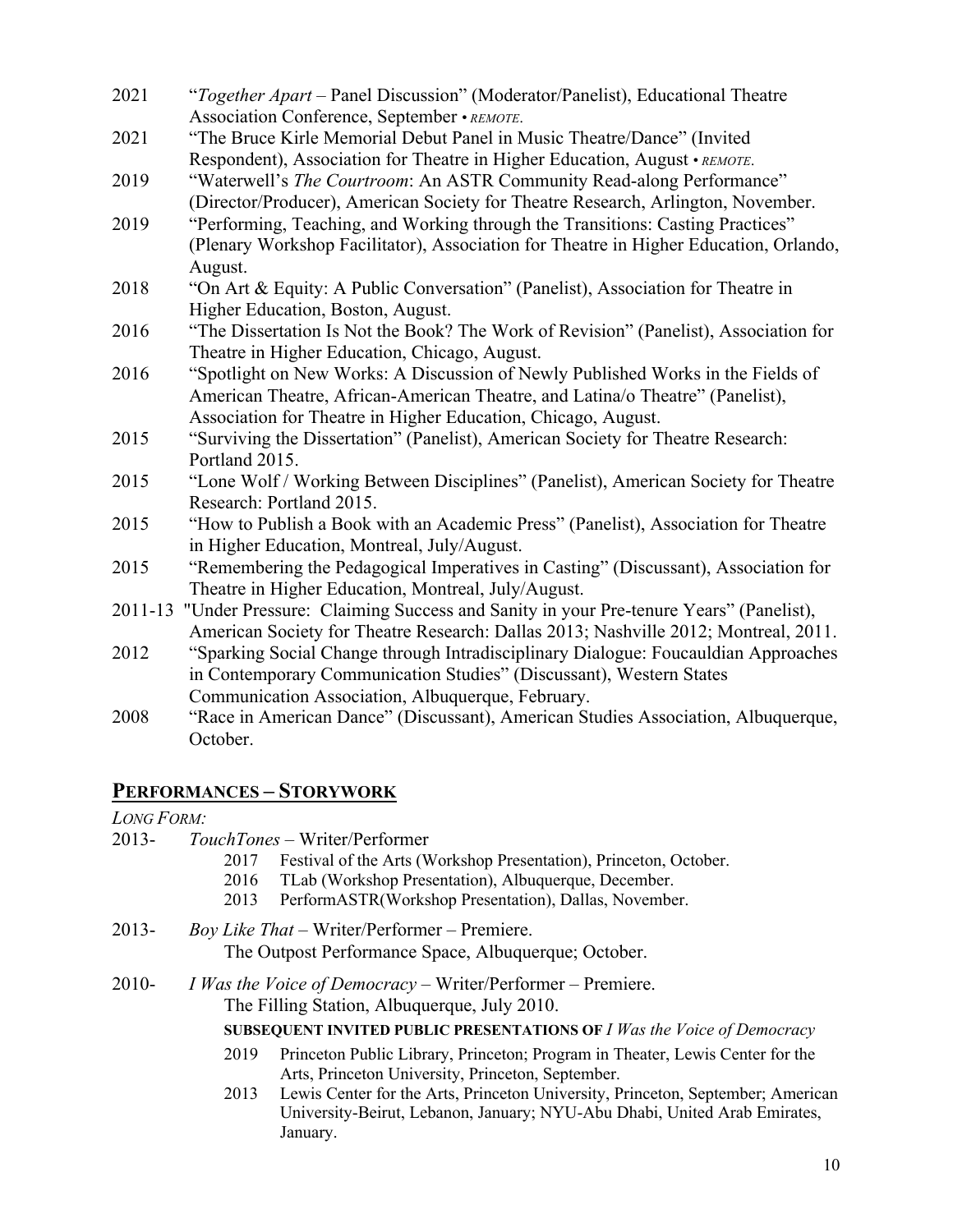2021 “*Together Apart* – Panel Discussion” (Moderator/Panelist), Educational Theatre Association Conference, September • *REMOTE.*

2021 “The Bruce Kirle Memorial Debut Panel in Music Theatre/Dance” (Invited Respondent), Association for Theatre in Higher Education, August • *REMOTE.*

2019 “Waterwell’s *The Courtroom*: An ASTR Community Read-along Performance” (Director/Producer), American Society for Theatre Research, Arlington, November.

2019 “Performing, Teaching, and Working through the Transitions: Casting Practices” (Plenary Workshop Facilitator), Association for Theatre in Higher Education, Orlando, August.

2018 “On Art & Equity: A Public Conversation” (Panelist), Association for Theatre in Higher Education, Boston, August.

2016 “The Dissertation Is Not the Book? The Work of Revision” (Panelist), Association for Theatre in Higher Education, Chicago, August.

2016 “Spotlight on New Works: A Discussion of Newly Published Works in the Fields of American Theatre, African-American Theatre, and Latina/o Theatre” (Panelist), Association for Theatre in Higher Education, Chicago, August.

2015 “Surviving the Dissertation” (Panelist), American Society for Theatre Research: Portland 2015.

2015 “Lone Wolf / Working Between Disciplines” (Panelist), American Society for Theatre Research: Portland 2015.

2015 “How to Publish a Book with an Academic Press” (Panelist), Association for Theatre in Higher Education, Montreal, July/August.

2015 “Remembering the Pedagogical Imperatives in Casting” (Discussant), Association for Theatre in Higher Education, Montreal, July/August.

2011-13 "Under Pressure: Claiming Success and Sanity in your Pre-tenure Years” (Panelist), American Society for Theatre Research: Dallas 2013; Nashville 2012; Montreal, 2011.

2012 “Sparking Social Change through Intradisciplinary Dialogue: Foucauldian Approaches in Contemporary Communication Studies” (Discussant), Western States Communication Association, Albuquerque, February.

2008 “Race in American Dance” (Discussant), American Studies Association, Albuquerque, October.

## PERFORMANCES – STORYWORK

*LONG FORM:*

2013- *TouchTones* – Writer/Performer

- 2017 Festival of the Arts (Workshop Presentation), Princeton, October.
- 2016 TLab (Workshop Presentation), Albuquerque, December.
- 2013 PerformASTR(Workshop Presentation), Dallas, November.

2013- *Boy Like That* – Writer/Performer – Premiere.
The Outpost Performance Space, Albuquerque; October.

2010- *I Was the Voice of Democracy* – Writer/Performer – Premiere.
The Filling Station, Albuquerque, July 2010.

**SUBSEQUENT INVITED PUBLIC PRESENTATIONS OF** *I Was the Voice of Democracy*

- 2019 Princeton Public Library, Princeton; Program in Theater, Lewis Center for the Arts, Princeton University, Princeton, September.
- 2013 Lewis Center for the Arts, Princeton University, Princeton, September; American University-Beirut, Lebanon, January; NYU-Abu Dhabi, United Arab Emirates, January.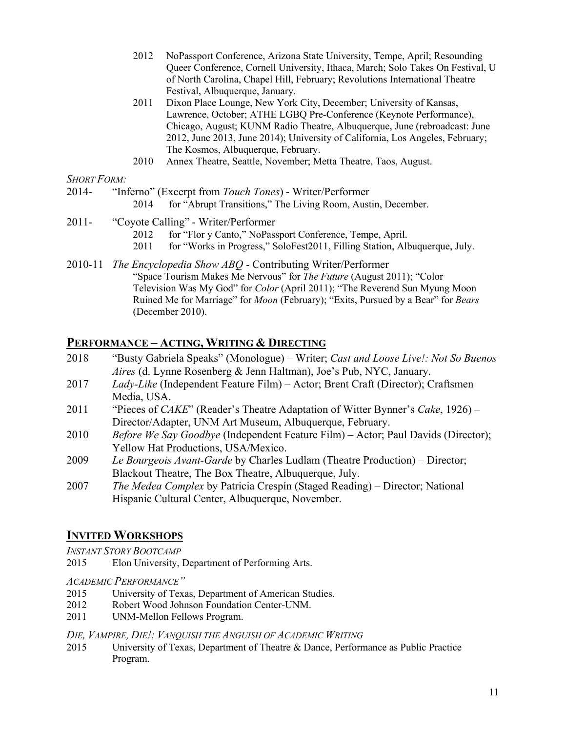2012 NoPassport Conference, Arizona State University, Tempe, April; Resounding Queer Conference, Cornell University, Ithaca, March; Solo Takes On Festival, U of North Carolina, Chapel Hill, February; Revolutions International Theatre Festival, Albuquerque, January.

2011 Dixon Place Lounge, New York City, December; University of Kansas, Lawrence, October; ATHE LGBQ Pre-Conference (Keynote Performance), Chicago, August; KUNM Radio Theatre, Albuquerque, June (rebroadcast: June 2012, June 2013, June 2014); University of California, Los Angeles, February; The Kosmos, Albuquerque, February.

2010 Annex Theatre, Seattle, November; Metta Theatre, Taos, August.

*SHORT FORM:*

2014- "Inferno" (Excerpt from *Touch Tones*) - Writer/Performer
- 2014 for "Abrupt Transitions," The Living Room, Austin, December.

2011- "Coyote Calling" - Writer/Performer
- 2012 for "Flor y Canto," NoPassport Conference, Tempe, April.
- 2011 for "Works in Progress," SoloFest2011, Filling Station, Albuquerque, July.

2010-11 *The Encyclopedia Show ABQ* - Contributing Writer/Performer
"Space Tourism Makes Me Nervous" for *The Future* (August 2011); "Color Television Was My God" for *Color* (April 2011); "The Reverend Sun Myung Moon Ruined Me for Marriage" for *Moon* (February); "Exits, Pursued by a Bear" for *Bears* (December 2010).

## PERFORMANCE – ACTING, WRITING & DIRECTING

2018 "Busty Gabriela Speaks" (Monologue) – Writer; *Cast and Loose Live!: Not So Buenos Aires* (d. Lynne Rosenberg & Jenn Haltman), Joe's Pub, NYC, January.

2017 *Lady-Like* (Independent Feature Film) – Actor; Brent Craft (Director); Craftsmen Media, USA.

2011 "Pieces of *CAKE*" (Reader's Theatre Adaptation of Witter Bynner's *Cake*, 1926) – Director/Adapter, UNM Art Museum, Albuquerque, February.

2010 *Before We Say Goodbye* (Independent Feature Film) – Actor; Paul Davids (Director); Yellow Hat Productions, USA/Mexico.

2009 *Le Bourgeois Avant-Garde* by Charles Ludlam (Theatre Production) – Director; Blackout Theatre, The Box Theatre, Albuquerque, July.

2007 *The Medea Complex* by Patricia Crespín (Staged Reading) – Director; National Hispanic Cultural Center, Albuquerque, November.

## INVITED WORKSHOPS

*INSTANT STORY BOOTCAMP*

2015 Elon University, Department of Performing Arts.

*ACADEMIC PERFORMANCE"*

2015 University of Texas, Department of American Studies.

2012 Robert Wood Johnson Foundation Center-UNM.

2011 UNM-Mellon Fellows Program.

*DIE, VAMPIRE, DIE!: VANQUISH THE ANGUISH OF ACADEMIC WRITING*

2015 University of Texas, Department of Theatre & Dance, Performance as Public Practice Program.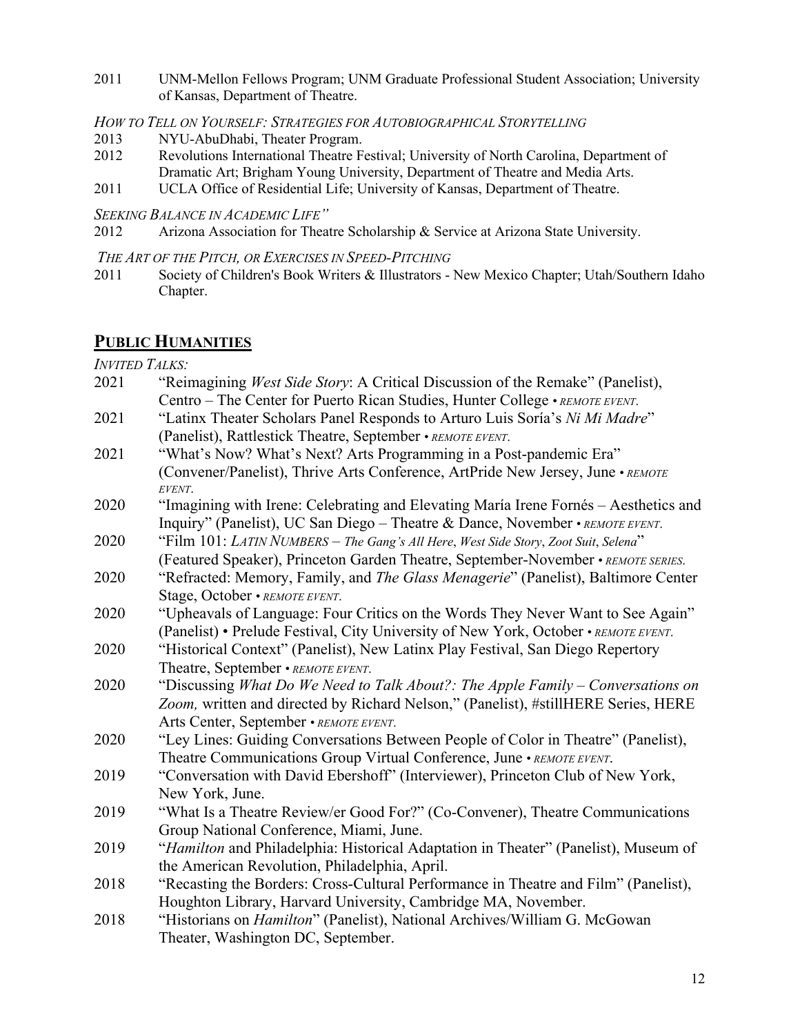2011 UNM-Mellon Fellows Program; UNM Graduate Professional Student Association; University of Kansas, Department of Theatre.

*HOW TO TELL ON YOURSELF: STRATEGIES FOR AUTOBIOGRAPHICAL STORYTELLING*

2013 NYU-AbuDhabi, Theater Program.

2012 Revolutions International Theatre Festival; University of North Carolina, Department of Dramatic Art; Brigham Young University, Department of Theatre and Media Arts.

2011 UCLA Office of Residential Life; University of Kansas, Department of Theatre.

*SEEKING BALANCE IN ACADEMIC LIFE"*

2012 Arizona Association for Theatre Scholarship & Service at Arizona State University.

*THE ART OF THE PITCH, OR EXERCISES IN SPEED-PITCHING*

2011 Society of Children's Book Writers & Illustrators - New Mexico Chapter; Utah/Southern Idaho Chapter.

## PUBLIC HUMANITIES

*INVITED TALKS:*

2021 "Reimagining *West Side Story*: A Critical Discussion of the Remake" (Panelist), Centro – The Center for Puerto Rican Studies, Hunter College • *REMOTE EVENT*.

2021 "Latinx Theater Scholars Panel Responds to Arturo Luis Soría's *Ni Mi Madre*" (Panelist), Rattlestick Theatre, September • *REMOTE EVENT*.

2021 "What's Now? What's Next? Arts Programming in a Post-pandemic Era" (Convener/Panelist), Thrive Arts Conference, ArtPride New Jersey, June • *REMOTE EVENT*.

2020 "Imagining with Irene: Celebrating and Elevating María Irene Fornés – Aesthetics and Inquiry" (Panelist), UC San Diego – Theatre & Dance, November • *REMOTE EVENT*.

2020 "Film 101: *LATIN NUMBERS – The Gang's All Here*, *West Side Story*, *Zoot Suit*, *Selena*" (Featured Speaker), Princeton Garden Theatre, September-November • *REMOTE SERIES.*

2020 "Refracted: Memory, Family, and *The Glass Menagerie*" (Panelist), Baltimore Center Stage, October • *REMOTE EVENT*.

2020 "Upheavals of Language: Four Critics on the Words They Never Want to See Again" (Panelist) • Prelude Festival, City University of New York, October • *REMOTE EVENT*.

2020 "Historical Context" (Panelist), New Latinx Play Festival, San Diego Repertory Theatre, September • *REMOTE EVENT*.

2020 "Discussing *What Do We Need to Talk About?: The Apple Family – Conversations on Zoom,* written and directed by Richard Nelson," (Panelist), #stillHERE Series, HERE Arts Center, September • *REMOTE EVENT*.

2020 "Ley Lines: Guiding Conversations Between People of Color in Theatre" (Panelist), Theatre Communications Group Virtual Conference, June • *REMOTE EVENT*.

2019 "Conversation with David Ebershoff" (Interviewer), Princeton Club of New York, New York, June.

2019 "What Is a Theatre Review/er Good For?" (Co-Convener), Theatre Communications Group National Conference, Miami, June.

2019 "*Hamilton* and Philadelphia: Historical Adaptation in Theater" (Panelist), Museum of the American Revolution, Philadelphia, April.

2018 "Recasting the Borders: Cross-Cultural Performance in Theatre and Film" (Panelist), Houghton Library, Harvard University, Cambridge MA, November.

2018 "Historians on *Hamilton*" (Panelist), National Archives/William G. McGowan Theater, Washington DC, September.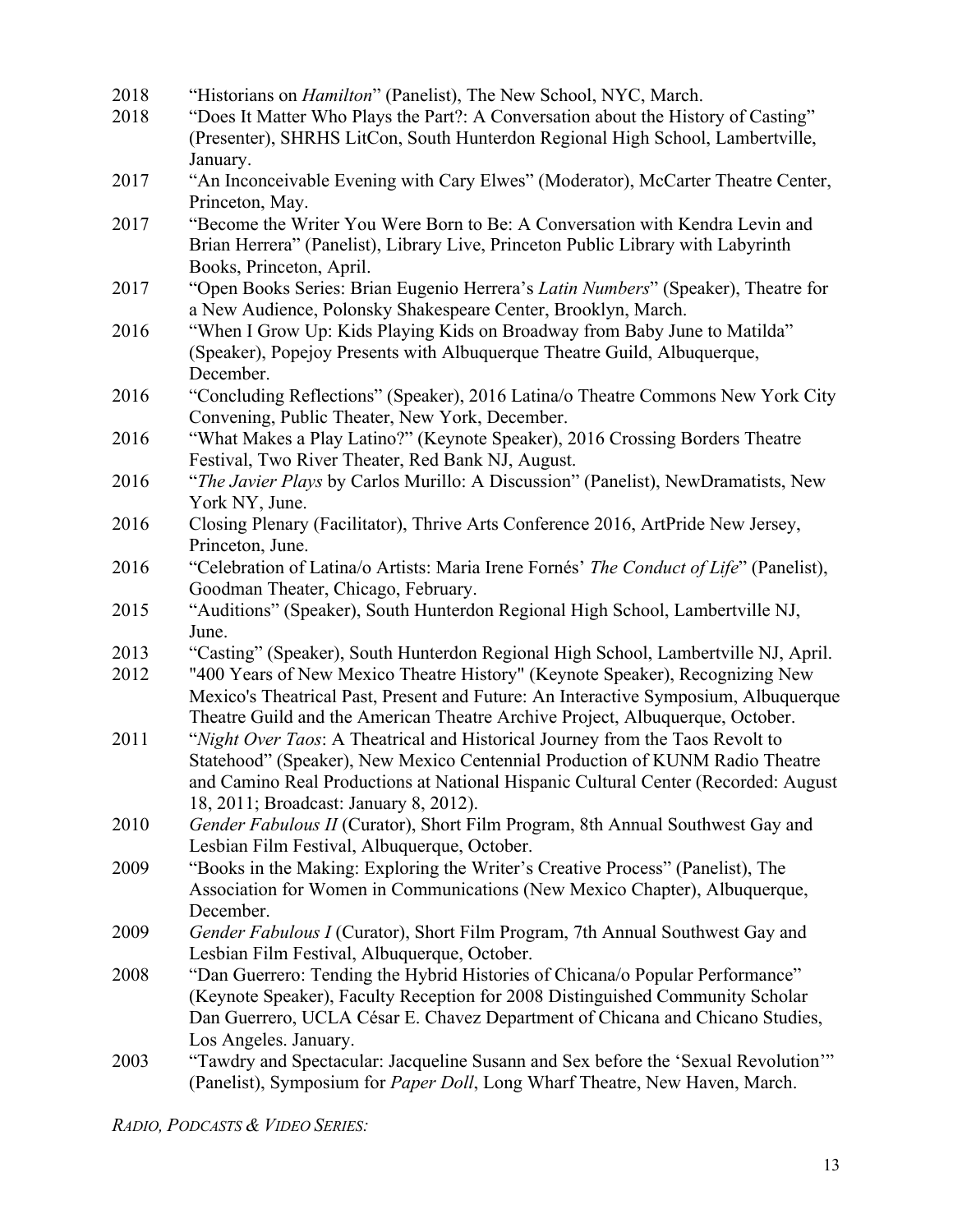2018 "Historians on *Hamilton*" (Panelist), The New School, NYC, March.

2018 "Does It Matter Who Plays the Part?: A Conversation about the History of Casting" (Presenter), SHRHS LitCon, South Hunterdon Regional High School, Lambertville, January.

2017 "An Inconceivable Evening with Cary Elwes" (Moderator), McCarter Theatre Center, Princeton, May.

2017 "Become the Writer You Were Born to Be: A Conversation with Kendra Levin and Brian Herrera" (Panelist), Library Live, Princeton Public Library with Labyrinth Books, Princeton, April.

2017 "Open Books Series: Brian Eugenio Herrera's *Latin Numbers*" (Speaker), Theatre for a New Audience, Polonsky Shakespeare Center, Brooklyn, March.

2016 "When I Grow Up: Kids Playing Kids on Broadway from Baby June to Matilda" (Speaker), Popejoy Presents with Albuquerque Theatre Guild, Albuquerque, December.

2016 "Concluding Reflections" (Speaker), 2016 Latina/o Theatre Commons New York City Convening, Public Theater, New York, December.

2016 "What Makes a Play Latino?" (Keynote Speaker), 2016 Crossing Borders Theatre Festival, Two River Theater, Red Bank NJ, August.

2016 "*The Javier Plays* by Carlos Murillo: A Discussion" (Panelist), NewDramatists, New York NY, June.

2016 Closing Plenary (Facilitator), Thrive Arts Conference 2016, ArtPride New Jersey, Princeton, June.

2016 "Celebration of Latina/o Artists: Maria Irene Fornés' *The Conduct of Life*" (Panelist), Goodman Theater, Chicago, February.

2015 "Auditions" (Speaker), South Hunterdon Regional High School, Lambertville NJ, June.

2013 "Casting" (Speaker), South Hunterdon Regional High School, Lambertville NJ, April.

2012 "400 Years of New Mexico Theatre History" (Keynote Speaker), Recognizing New Mexico's Theatrical Past, Present and Future: An Interactive Symposium, Albuquerque Theatre Guild and the American Theatre Archive Project, Albuquerque, October.

2011 "*Night Over Taos*: A Theatrical and Historical Journey from the Taos Revolt to Statehood" (Speaker), New Mexico Centennial Production of KUNM Radio Theatre and Camino Real Productions at National Hispanic Cultural Center (Recorded: August 18, 2011; Broadcast: January 8, 2012).

2010 *Gender Fabulous II* (Curator), Short Film Program, 8th Annual Southwest Gay and Lesbian Film Festival, Albuquerque, October.

2009 "Books in the Making: Exploring the Writer's Creative Process" (Panelist), The Association for Women in Communications (New Mexico Chapter), Albuquerque, December.

2009 *Gender Fabulous I* (Curator), Short Film Program, 7th Annual Southwest Gay and Lesbian Film Festival, Albuquerque, October.

2008 "Dan Guerrero: Tending the Hybrid Histories of Chicana/o Popular Performance" (Keynote Speaker), Faculty Reception for 2008 Distinguished Community Scholar Dan Guerrero, UCLA César E. Chavez Department of Chicana and Chicano Studies, Los Angeles. January.

2003 "Tawdry and Spectacular: Jacqueline Susann and Sex before the 'Sexual Revolution'" (Panelist), Symposium for *Paper Doll*, Long Wharf Theatre, New Haven, March.

*RADIO, PODCASTS & VIDEO SERIES:*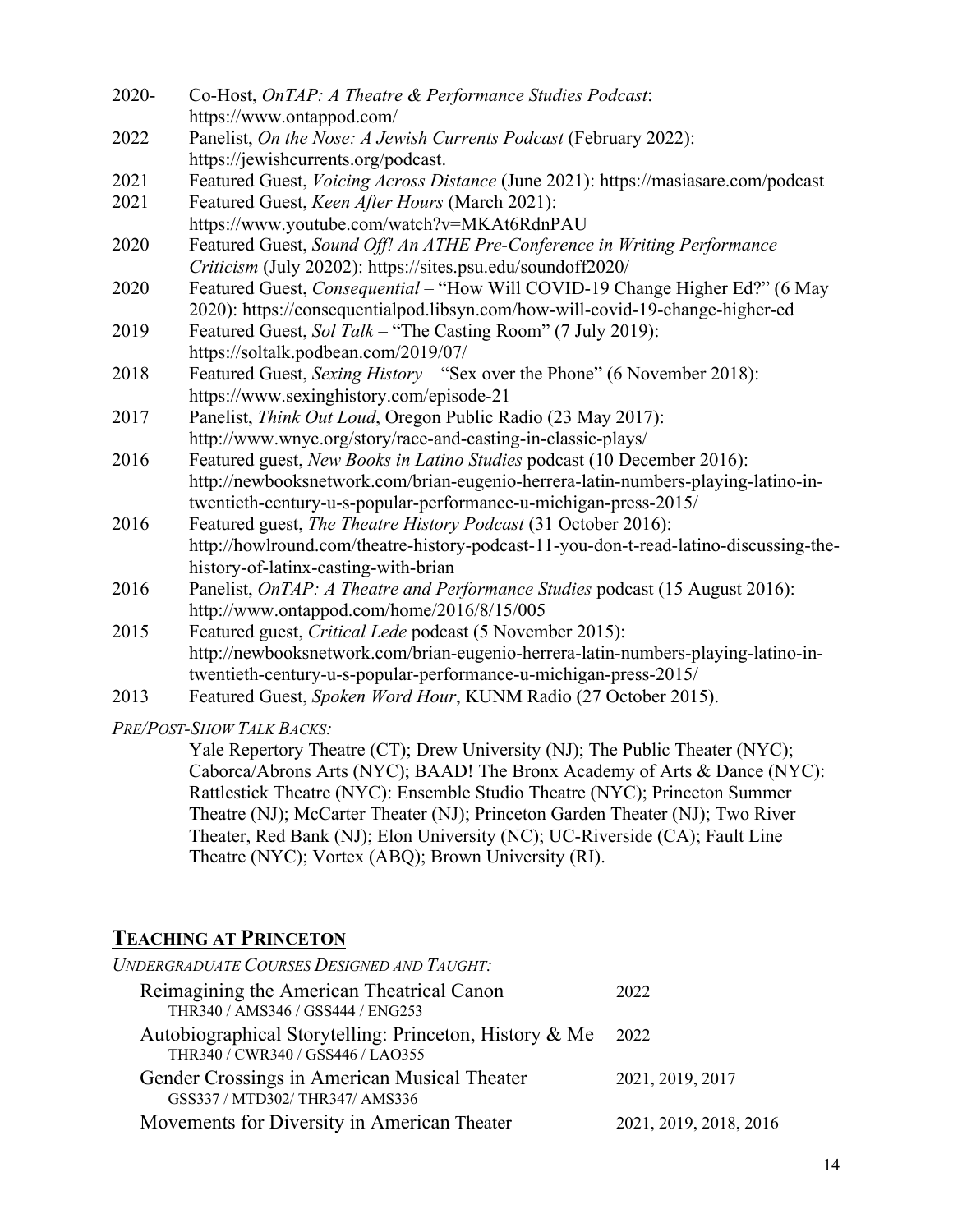2020- Co-Host, *OnTAP: A Theatre & Performance Studies Podcast*: https://www.ontappod.com/

2022 Panelist, *On the Nose: A Jewish Currents Podcast* (February 2022): https://jewishcurrents.org/podcast.

2021 Featured Guest, *Voicing Across Distance* (June 2021): https://masiasare.com/podcast

2021 Featured Guest, *Keen After Hours* (March 2021): https://www.youtube.com/watch?v=MKAt6RdnPAU

2020 Featured Guest, *Sound Off! An ATHE Pre-Conference in Writing Performance Criticism* (July 20202): https://sites.psu.edu/soundoff2020/

2020 Featured Guest, *Consequential* – "How Will COVID-19 Change Higher Ed?" (6 May 2020): https://consequentialpod.libsyn.com/how-will-covid-19-change-higher-ed

2019 Featured Guest, *Sol Talk* – "The Casting Room" (7 July 2019): https://soltalk.podbean.com/2019/07/

2018 Featured Guest, *Sexing History* – "Sex over the Phone" (6 November 2018): https://www.sexinghistory.com/episode-21

2017 Panelist, *Think Out Loud*, Oregon Public Radio (23 May 2017): http://www.wnyc.org/story/race-and-casting-in-classic-plays/

2016 Featured guest, *New Books in Latino Studies* podcast (10 December 2016): http://newbooksnetwork.com/brian-eugenio-herrera-latin-numbers-playing-latino-in-twentieth-century-u-s-popular-performance-u-michigan-press-2015/

2016 Featured guest, *The Theatre History Podcast* (31 October 2016): http://howlround.com/theatre-history-podcast-11-you-don-t-read-latino-discussing-the-history-of-latinx-casting-with-brian

2016 Panelist, *OnTAP: A Theatre and Performance Studies* podcast (15 August 2016): http://www.ontappod.com/home/2016/8/15/005

2015 Featured guest, *Critical Lede* podcast (5 November 2015): http://newbooksnetwork.com/brian-eugenio-herrera-latin-numbers-playing-latino-in-twentieth-century-u-s-popular-performance-u-michigan-press-2015/

2013 Featured Guest, *Spoken Word Hour*, KUNM Radio (27 October 2015).

*PRE/POST-SHOW TALK BACKS:*

Yale Repertory Theatre (CT); Drew University (NJ); The Public Theater (NYC); Caborca/Abrons Arts (NYC); BAAD! The Bronx Academy of Arts & Dance (NYC): Rattlestick Theatre (NYC): Ensemble Studio Theatre (NYC); Princeton Summer Theatre (NJ); McCarter Theater (NJ); Princeton Garden Theater (NJ); Two River Theater, Red Bank (NJ); Elon University (NC); UC-Riverside (CA); Fault Line Theatre (NYC); Vortex (ABQ); Brown University (RI).

## TEACHING AT PRINCETON

*UNDERGRADUATE COURSES DESIGNED AND TAUGHT:*

| Course | Years |
|---|---|
| Reimagining the American Theatrical Canon<br>THR340 / AMS346 / GSS444 / ENG253 | 2022 |
| Autobiographical Storytelling: Princeton, History & Me<br>THR340 / CWR340 / GSS446 / LAO355 | 2022 |
| Gender Crossings in American Musical Theater<br>GSS337 / MTD302/ THR347/ AMS336 | 2021, 2019, 2017 |
| Movements for Diversity in American Theater | 2021, 2019, 2018, 2016 |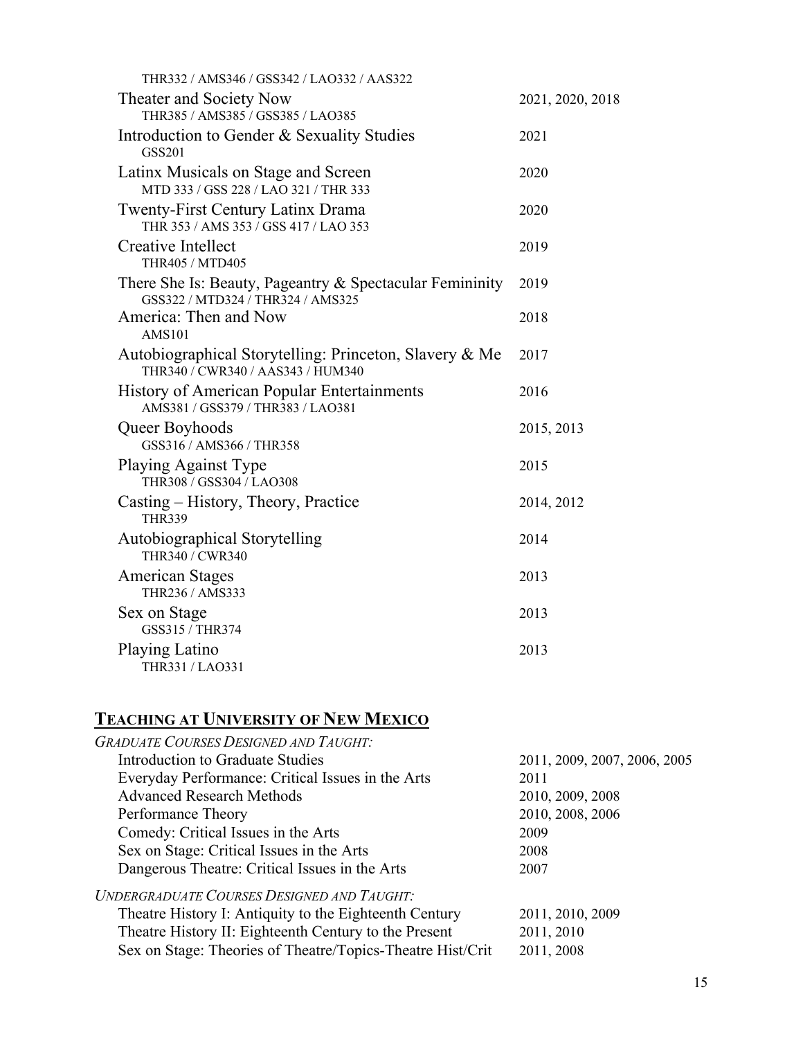THR332 / AMS346 / GSS342 / LAO332 / AAS322

| Course | Years |
| --- | --- |
| Theater and Society Now<br>THR385 / AMS385 / GSS385 / LAO385 | 2021, 2020, 2018 |
| Introduction to Gender & Sexuality Studies<br>GSS201 | 2021 |
| Latinx Musicals on Stage and Screen<br>MTD 333 / GSS 228 / LAO 321 / THR 333 | 2020 |
| Twenty-First Century Latinx Drama<br>THR 353 / AMS 353 / GSS 417 / LAO 353 | 2020 |
| Creative Intellect<br>THR405 / MTD405 | 2019 |
| There She Is: Beauty, Pageantry & Spectacular Femininity<br>GSS322 / MTD324 / THR324 / AMS325 | 2019 |
| America: Then and Now<br>AMS101 | 2018 |
| Autobiographical Storytelling: Princeton, Slavery & Me<br>THR340 / CWR340 / AAS343 / HUM340 | 2017 |
| History of American Popular Entertainments<br>AMS381 / GSS379 / THR383 / LAO381 | 2016 |
| Queer Boyhoods<br>GSS316 / AMS366 / THR358 | 2015, 2013 |
| Playing Against Type<br>THR308 / GSS304 / LAO308 | 2015 |
| Casting – History, Theory, Practice<br>THR339 | 2014, 2012 |
| Autobiographical Storytelling<br>THR340 / CWR340 | 2014 |
| American Stages<br>THR236 / AMS333 | 2013 |
| Sex on Stage<br>GSS315 / THR374 | 2013 |
| Playing Latino<br>THR331 / LAO331 | 2013 |

## TEACHING AT UNIVERSITY OF NEW MEXICO

*GRADUATE COURSES DESIGNED AND TAUGHT:*

| Course | Years |
| --- | --- |
| Introduction to Graduate Studies | 2011, 2009, 2007, 2006, 2005 |
| Everyday Performance: Critical Issues in the Arts | 2011 |
| Advanced Research Methods | 2010, 2009, 2008 |
| Performance Theory | 2010, 2008, 2006 |
| Comedy: Critical Issues in the Arts | 2009 |
| Sex on Stage: Critical Issues in the Arts | 2008 |
| Dangerous Theatre: Critical Issues in the Arts | 2007 |

*UNDERGRADUATE COURSES DESIGNED AND TAUGHT:*

| Course | Years |
| --- | --- |
| Theatre History I: Antiquity to the Eighteenth Century | 2011, 2010, 2009 |
| Theatre History II: Eighteenth Century to the Present | 2011, 2010 |
| Sex on Stage: Theories of Theatre/Topics-Theatre Hist/Crit | 2011, 2008 |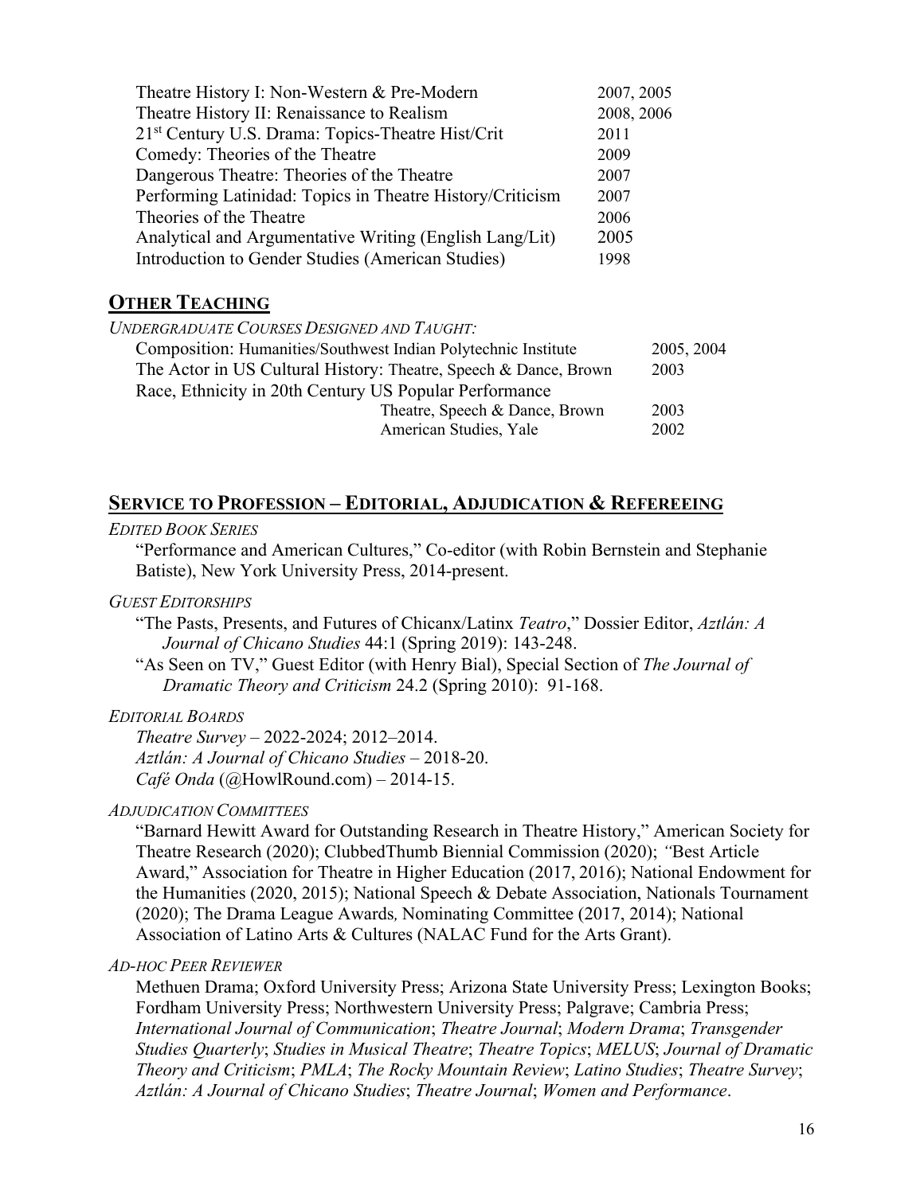| | |
|---|---|
| Theatre History I: Non-Western & Pre-Modern | 2007, 2005 |
| Theatre History II: Renaissance to Realism | 2008, 2006 |
| 21st Century U.S. Drama: Topics-Theatre Hist/Crit | 2011 |
| Comedy: Theories of the Theatre | 2009 |
| Dangerous Theatre: Theories of the Theatre | 2007 |
| Performing Latinidad: Topics in Theatre History/Criticism | 2007 |
| Theories of the Theatre | 2006 |
| Analytical and Argumentative Writing (English Lang/Lit) | 2005 |
| Introduction to Gender Studies (American Studies) | 1998 |

## OTHER TEACHING

*UNDERGRADUATE COURSES DESIGNED AND TAUGHT:*

| | |
|---|---|
| Composition: Humanities/Southwest Indian Polytechnic Institute | 2005, 2004 |
| The Actor in US Cultural History: Theatre, Speech & Dance, Brown | 2003 |
| Race, Ethnicity in 20th Century US Popular Performance | |
| Theatre, Speech & Dance, Brown | 2003 |
| American Studies, Yale | 2002 |

## SERVICE TO PROFESSION – EDITORIAL, ADJUDICATION & REFEREEING

*EDITED BOOK SERIES*

"Performance and American Cultures," Co-editor (with Robin Bernstein and Stephanie Batiste), New York University Press, 2014-present.

*GUEST EDITORSHIPS*

"The Pasts, Presents, and Futures of Chicanx/Latinx *Teatro*," Dossier Editor, *Aztlán: A Journal of Chicano Studies* 44:1 (Spring 2019): 143-248.

"As Seen on TV," Guest Editor (with Henry Bial), Special Section of *The Journal of Dramatic Theory and Criticism* 24.2 (Spring 2010): 91-168.

*EDITORIAL BOARDS*

*Theatre Survey* – 2022-2024; 2012–2014.
*Aztlán: A Journal of Chicano Studies* – 2018-20.
*Café Onda* (@HowlRound.com) – 2014-15.

*ADJUDICATION COMMITTEES*

"Barnard Hewitt Award for Outstanding Research in Theatre History," American Society for Theatre Research (2020); ClubbedThumb Biennial Commission (2020); "Best Article Award," Association for Theatre in Higher Education (2017, 2016); National Endowment for the Humanities (2020, 2015); National Speech & Debate Association, Nationals Tournament (2020); The Drama League Awards*,* Nominating Committee (2017, 2014); National Association of Latino Arts & Cultures (NALAC Fund for the Arts Grant).

*AD-HOC PEER REVIEWER*

Methuen Drama; Oxford University Press; Arizona State University Press; Lexington Books; Fordham University Press; Northwestern University Press; Palgrave; Cambria Press; *International Journal of Communication*; *Theatre Journal*; *Modern Drama*; *Transgender Studies Quarterly*; *Studies in Musical Theatre*; *Theatre Topics*; *MELUS*; *Journal of Dramatic Theory and Criticism*; *PMLA*; *The Rocky Mountain Review*; *Latino Studies*; *Theatre Survey*; *Aztlán: A Journal of Chicano Studies*; *Theatre Journal*; *Women and Performance*.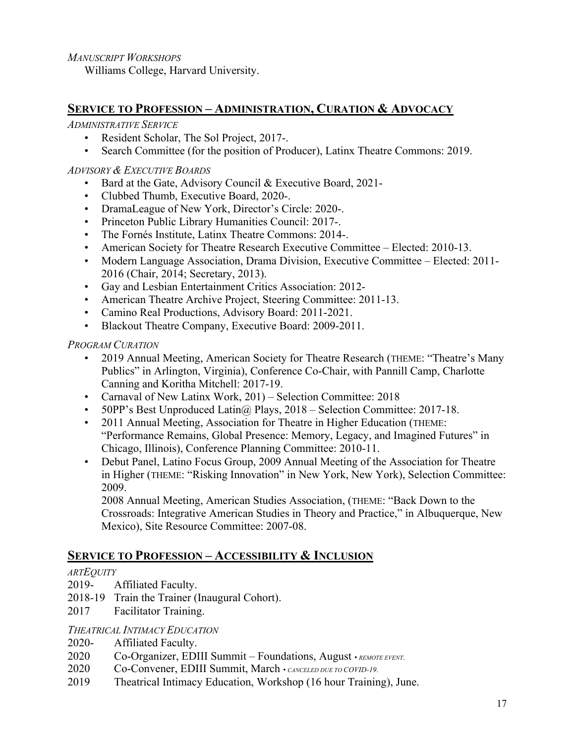*MANUSCRIPT WORKSHOPS*

Williams College, Harvard University.

## SERVICE TO PROFESSION – ADMINISTRATION, CURATION & ADVOCACY

*ADMINISTRATIVE SERVICE*

- Resident Scholar, The Sol Project, 2017-.
- Search Committee (for the position of Producer), Latinx Theatre Commons: 2019.

*ADVISORY & EXECUTIVE BOARDS*

- Bard at the Gate, Advisory Council & Executive Board, 2021-
- Clubbed Thumb, Executive Board, 2020-.
- DramaLeague of New York, Director's Circle: 2020-.
- Princeton Public Library Humanities Council: 2017-.
- The Fornés Institute, Latinx Theatre Commons: 2014-.
- American Society for Theatre Research Executive Committee – Elected: 2010-13.
- Modern Language Association, Drama Division, Executive Committee – Elected: 2011-2016 (Chair, 2014; Secretary, 2013).
- Gay and Lesbian Entertainment Critics Association: 2012-
- American Theatre Archive Project, Steering Committee: 2011-13.
- Camino Real Productions, Advisory Board: 2011-2021.
- Blackout Theatre Company, Executive Board: 2009-2011.

*PROGRAM CURATION*

- 2019 Annual Meeting, American Society for Theatre Research (THEME: "Theatre's Many Publics" in Arlington, Virginia), Conference Co-Chair, with Pannill Camp, Charlotte Canning and Koritha Mitchell: 2017-19.
- Carnaval of New Latinx Work, 201) – Selection Committee: 2018
- 50PP's Best Unproduced Latin@ Plays, 2018 – Selection Committee: 2017-18.
- 2011 Annual Meeting, Association for Theatre in Higher Education (THEME: "Performance Remains, Global Presence: Memory, Legacy, and Imagined Futures" in Chicago, Illinois), Conference Planning Committee: 2010-11.
- Debut Panel, Latino Focus Group, 2009 Annual Meeting of the Association for Theatre in Higher (THEME: "Risking Innovation" in New York, New York), Selection Committee: 2009.

  2008 Annual Meeting, American Studies Association, (THEME: "Back Down to the Crossroads: Integrative American Studies in Theory and Practice," in Albuquerque, New Mexico), Site Resource Committee: 2007-08.

## SERVICE TO PROFESSION – ACCESSIBILITY & INCLUSION

*ARTEQUITY*

2019- Affiliated Faculty.
2018-19 Train the Trainer (Inaugural Cohort).
2017 Facilitator Training.

*THEATRICAL INTIMACY EDUCATION*

2020- Affiliated Faculty.
2020 Co-Organizer, EDIII Summit – Foundations, August • *REMOTE EVENT.*
2020 Co-Convener, EDIII Summit, March • *CANCELED DUE TO COVID-19.*
2019 Theatrical Intimacy Education, Workshop (16 hour Training), June.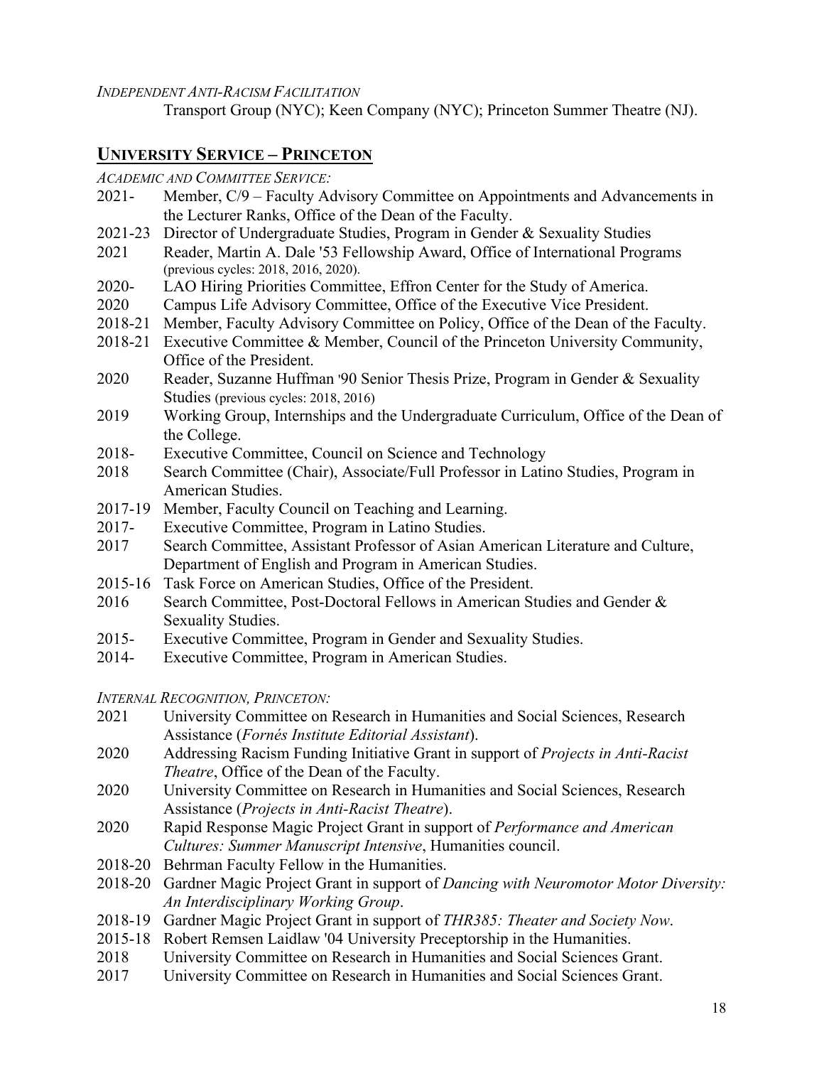*INDEPENDENT ANTI-RACISM FACILITATION*

Transport Group (NYC); Keen Company (NYC); Princeton Summer Theatre (NJ).

## UNIVERSITY SERVICE – PRINCETON

*ACADEMIC AND COMMITTEE SERVICE:*

- 2021- Member, C/9 – Faculty Advisory Committee on Appointments and Advancements in the Lecturer Ranks, Office of the Dean of the Faculty.
- 2021-23 Director of Undergraduate Studies, Program in Gender & Sexuality Studies
- 2021 Reader, Martin A. Dale '53 Fellowship Award, Office of International Programs (previous cycles: 2018, 2016, 2020).
- 2020- LAO Hiring Priorities Committee, Effron Center for the Study of America.
- 2020 Campus Life Advisory Committee, Office of the Executive Vice President.
- 2018-21 Member, Faculty Advisory Committee on Policy, Office of the Dean of the Faculty.
- 2018-21 Executive Committee & Member, Council of the Princeton University Community, Office of the President.
- 2020 Reader, Suzanne Huffman '90 Senior Thesis Prize, Program in Gender & Sexuality Studies (previous cycles: 2018, 2016)
- 2019 Working Group, Internships and the Undergraduate Curriculum, Office of the Dean of the College.
- 2018- Executive Committee, Council on Science and Technology
- 2018 Search Committee (Chair), Associate/Full Professor in Latino Studies, Program in American Studies.
- 2017-19 Member, Faculty Council on Teaching and Learning.
- 2017- Executive Committee, Program in Latino Studies.
- 2017 Search Committee, Assistant Professor of Asian American Literature and Culture, Department of English and Program in American Studies.
- 2015-16 Task Force on American Studies, Office of the President.
- 2016 Search Committee, Post-Doctoral Fellows in American Studies and Gender & Sexuality Studies.
- 2015- Executive Committee, Program in Gender and Sexuality Studies.
- 2014- Executive Committee, Program in American Studies.

*INTERNAL RECOGNITION, PRINCETON:*

- 2021 University Committee on Research in Humanities and Social Sciences, Research Assistance (*Fornés Institute Editorial Assistant*).
- 2020 Addressing Racism Funding Initiative Grant in support of *Projects in Anti-Racist Theatre*, Office of the Dean of the Faculty.
- 2020 University Committee on Research in Humanities and Social Sciences, Research Assistance (*Projects in Anti-Racist Theatre*).
- 2020 Rapid Response Magic Project Grant in support of *Performance and American Cultures: Summer Manuscript Intensive*, Humanities council.
- 2018-20 Behrman Faculty Fellow in the Humanities.
- 2018-20 Gardner Magic Project Grant in support of *Dancing with Neuromotor Motor Diversity: An Interdisciplinary Working Group*.
- 2018-19 Gardner Magic Project Grant in support of *THR385: Theater and Society Now*.
- 2015-18 Robert Remsen Laidlaw '04 University Preceptorship in the Humanities.
- 2018 University Committee on Research in Humanities and Social Sciences Grant.
- 2017 University Committee on Research in Humanities and Social Sciences Grant.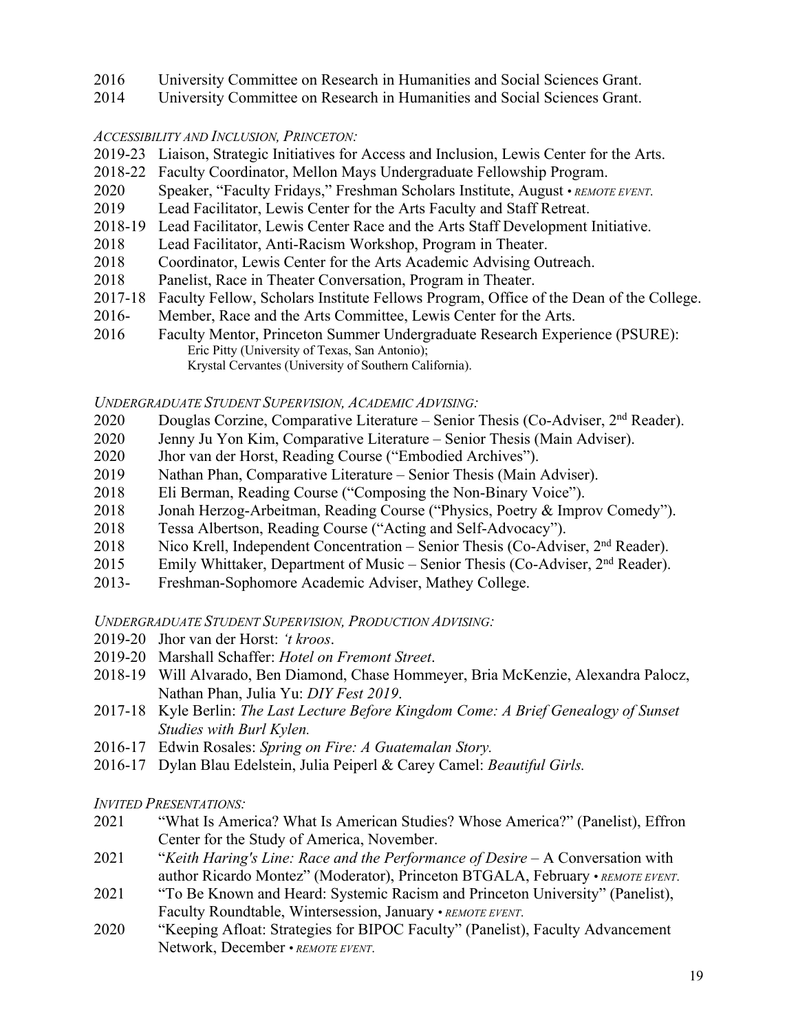2016 University Committee on Research in Humanities and Social Sciences Grant.
2014 University Committee on Research in Humanities and Social Sciences Grant.

*ACCESSIBILITY AND INCLUSION, PRINCETON:*

2019-23 Liaison, Strategic Initiatives for Access and Inclusion, Lewis Center for the Arts.
2018-22 Faculty Coordinator, Mellon Mays Undergraduate Fellowship Program.
2020 Speaker, "Faculty Fridays," Freshman Scholars Institute, August • *REMOTE EVENT*.
2019 Lead Facilitator, Lewis Center for the Arts Faculty and Staff Retreat.
2018-19 Lead Facilitator, Lewis Center Race and the Arts Staff Development Initiative.
2018 Lead Facilitator, Anti-Racism Workshop, Program in Theater.
2018 Coordinator, Lewis Center for the Arts Academic Advising Outreach.
2018 Panelist, Race in Theater Conversation, Program in Theater.
2017-18 Faculty Fellow, Scholars Institute Fellows Program, Office of the Dean of the College.
2016- Member, Race and the Arts Committee, Lewis Center for the Arts.
2016 Faculty Mentor, Princeton Summer Undergraduate Research Experience (PSURE):
Eric Pitty (University of Texas, San Antonio);
Krystal Cervantes (University of Southern California).

*UNDERGRADUATE STUDENT SUPERVISION, ACADEMIC ADVISING:*

2020 Douglas Corzine, Comparative Literature – Senior Thesis (Co-Adviser, 2nd Reader).
2020 Jenny Ju Yon Kim, Comparative Literature – Senior Thesis (Main Adviser).
2020 Jhor van der Horst, Reading Course ("Embodied Archives").
2019 Nathan Phan, Comparative Literature – Senior Thesis (Main Adviser).
2018 Eli Berman, Reading Course ("Composing the Non-Binary Voice").
2018 Jonah Herzog-Arbeitman, Reading Course ("Physics, Poetry & Improv Comedy").
2018 Tessa Albertson, Reading Course ("Acting and Self-Advocacy").
2018 Nico Krell, Independent Concentration – Senior Thesis (Co-Adviser, 2nd Reader).
2015 Emily Whittaker, Department of Music – Senior Thesis (Co-Adviser, 2nd Reader).
2013- Freshman-Sophomore Academic Adviser, Mathey College.

*UNDERGRADUATE STUDENT SUPERVISION, PRODUCTION ADVISING:*

2019-20 Jhor van der Horst: *'t kroos*.
2019-20 Marshall Schaffer: *Hotel on Fremont Street*.
2018-19 Will Alvarado, Ben Diamond, Chase Hommeyer, Bria McKenzie, Alexandra Palocz, Nathan Phan, Julia Yu: *DIY Fest 2019*.
2017-18 Kyle Berlin: *The Last Lecture Before Kingdom Come: A Brief Genealogy of Sunset Studies with Burl Kylen.*
2016-17 Edwin Rosales: *Spring on Fire: A Guatemalan Story.*
2016-17 Dylan Blau Edelstein, Julia Peiperl & Carey Camel: *Beautiful Girls.*

*INVITED PRESENTATIONS:*

2021 "What Is America? What Is American Studies? Whose America?" (Panelist), Effron Center for the Study of America, November.
2021 "*Keith Haring's Line: Race and the Performance of Desire* – A Conversation with author Ricardo Montez" (Moderator), Princeton BTGALA, February • *REMOTE EVENT*.
2021 "To Be Known and Heard: Systemic Racism and Princeton University" (Panelist), Faculty Roundtable, Wintersession, January • *REMOTE EVENT*.
2020 "Keeping Afloat: Strategies for BIPOC Faculty" (Panelist), Faculty Advancement Network, December • *REMOTE EVENT*.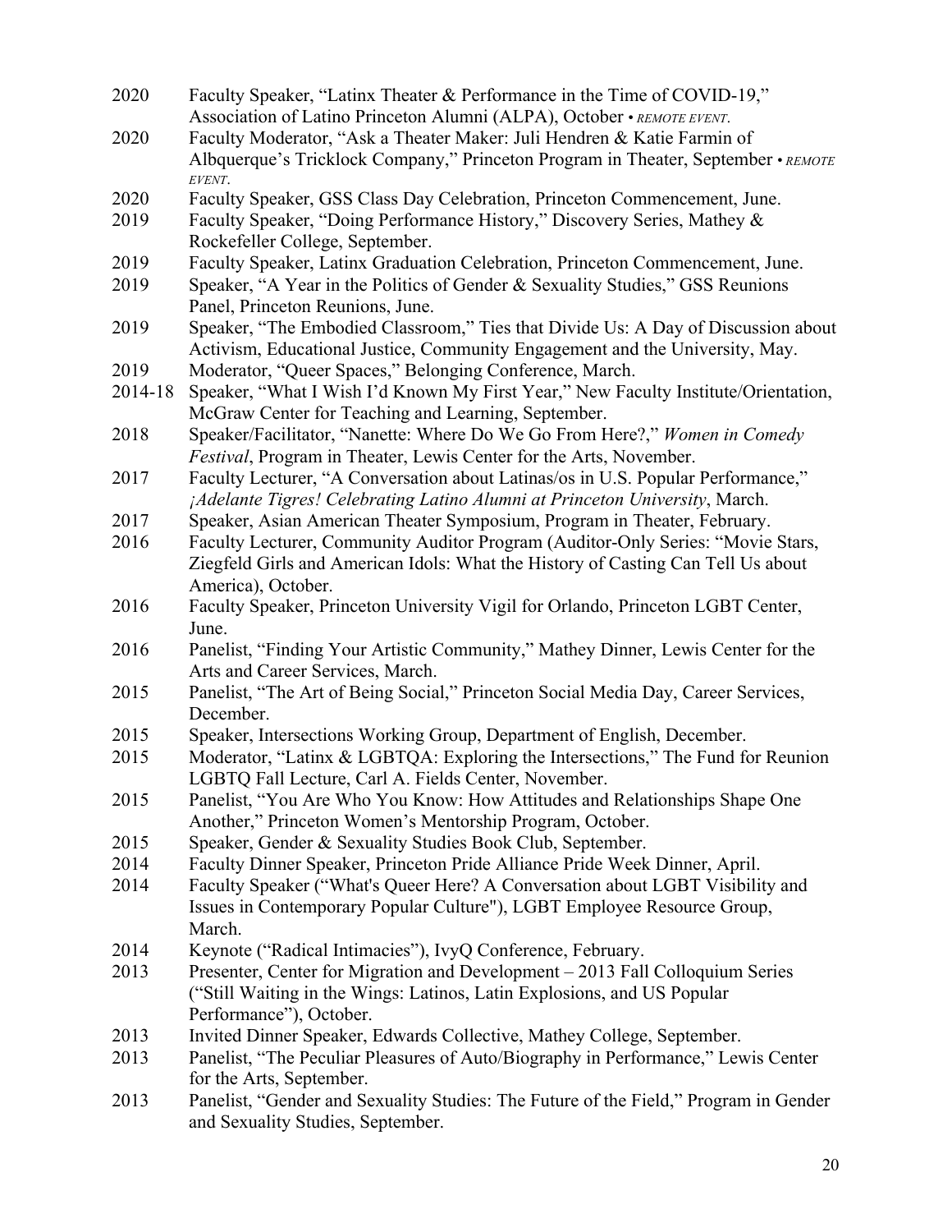2020 Faculty Speaker, "Latinx Theater & Performance in the Time of COVID-19," Association of Latino Princeton Alumni (ALPA), October • *REMOTE EVENT*.

2020 Faculty Moderator, "Ask a Theater Maker: Juli Hendren & Katie Farmin of Albquerque's Tricklock Company," Princeton Program in Theater, September • *REMOTE EVENT*.

2020 Faculty Speaker, GSS Class Day Celebration, Princeton Commencement, June.

2019 Faculty Speaker, "Doing Performance History," Discovery Series, Mathey & Rockefeller College, September.

2019 Faculty Speaker, Latinx Graduation Celebration, Princeton Commencement, June.

2019 Speaker, "A Year in the Politics of Gender & Sexuality Studies," GSS Reunions Panel, Princeton Reunions, June.

2019 Speaker, "The Embodied Classroom," Ties that Divide Us: A Day of Discussion about Activism, Educational Justice, Community Engagement and the University, May.

2019 Moderator, "Queer Spaces," Belonging Conference, March.

2014-18 Speaker, "What I Wish I'd Known My First Year," New Faculty Institute/Orientation, McGraw Center for Teaching and Learning, September.

2018 Speaker/Facilitator, "Nanette: Where Do We Go From Here?," *Women in Comedy Festival*, Program in Theater, Lewis Center for the Arts, November.

2017 Faculty Lecturer, "A Conversation about Latinas/os in U.S. Popular Performance," *¡Adelante Tigres! Celebrating Latino Alumni at Princeton University*, March.

2017 Speaker, Asian American Theater Symposium, Program in Theater, February.

2016 Faculty Lecturer, Community Auditor Program (Auditor-Only Series: "Movie Stars, Ziegfeld Girls and American Idols: What the History of Casting Can Tell Us about America), October.

2016 Faculty Speaker, Princeton University Vigil for Orlando, Princeton LGBT Center, June.

2016 Panelist, "Finding Your Artistic Community," Mathey Dinner, Lewis Center for the Arts and Career Services, March.

2015 Panelist, "The Art of Being Social," Princeton Social Media Day, Career Services, December.

2015 Speaker, Intersections Working Group, Department of English, December.

2015 Moderator, "Latinx & LGBTQA: Exploring the Intersections," The Fund for Reunion LGBTQ Fall Lecture, Carl A. Fields Center, November.

2015 Panelist, "You Are Who You Know: How Attitudes and Relationships Shape One Another," Princeton Women's Mentorship Program, October.

2015 Speaker, Gender & Sexuality Studies Book Club, September.

2014 Faculty Dinner Speaker, Princeton Pride Alliance Pride Week Dinner, April.

2014 Faculty Speaker ("What's Queer Here? A Conversation about LGBT Visibility and Issues in Contemporary Popular Culture"), LGBT Employee Resource Group, March.

2014 Keynote ("Radical Intimacies"), IvyQ Conference, February.

2013 Presenter, Center for Migration and Development – 2013 Fall Colloquium Series ("Still Waiting in the Wings: Latinos, Latin Explosions, and US Popular Performance"), October.

2013 Invited Dinner Speaker, Edwards Collective, Mathey College, September.

2013 Panelist, "The Peculiar Pleasures of Auto/Biography in Performance," Lewis Center for the Arts, September.

2013 Panelist, "Gender and Sexuality Studies: The Future of the Field," Program in Gender and Sexuality Studies, September.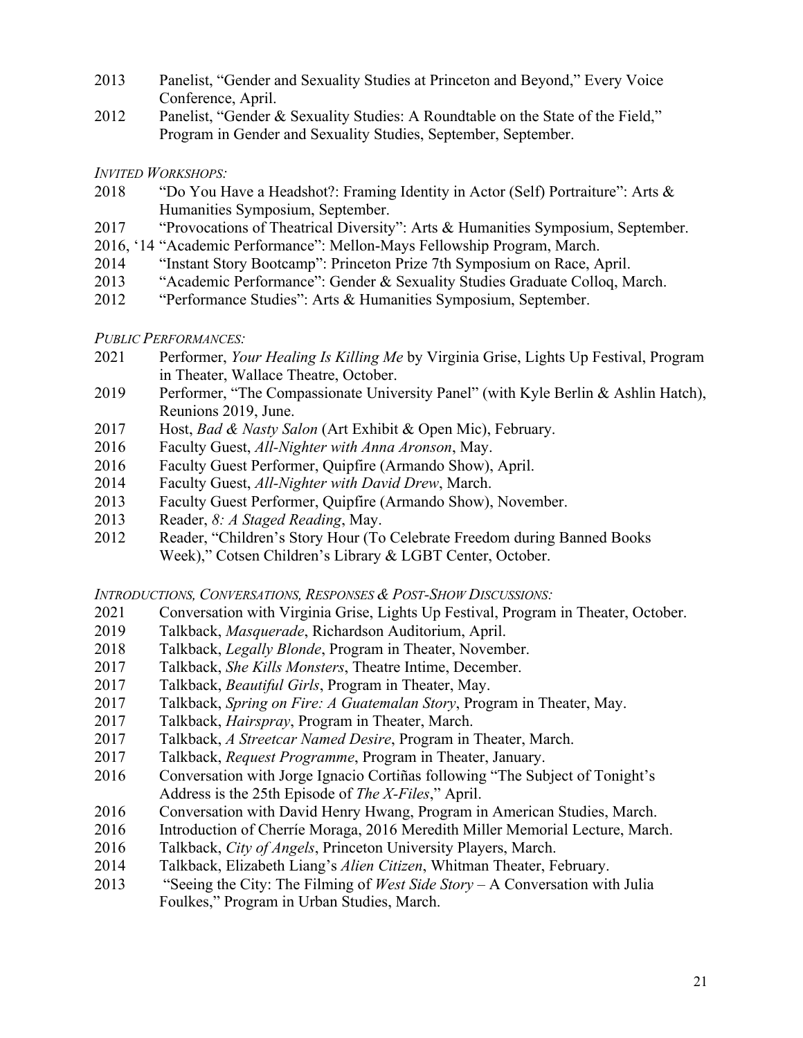2013 Panelist, "Gender and Sexuality Studies at Princeton and Beyond," Every Voice Conference, April.

2012 Panelist, "Gender & Sexuality Studies: A Roundtable on the State of the Field," Program in Gender and Sexuality Studies, September, September.

*INVITED WORKSHOPS:*

2018 "Do You Have a Headshot?: Framing Identity in Actor (Self) Portraiture": Arts & Humanities Symposium, September.

2017 "Provocations of Theatrical Diversity": Arts & Humanities Symposium, September.

2016, '14 "Academic Performance": Mellon-Mays Fellowship Program, March.

2014 "Instant Story Bootcamp": Princeton Prize 7th Symposium on Race, April.

2013 "Academic Performance": Gender & Sexuality Studies Graduate Colloq, March.

2012 "Performance Studies": Arts & Humanities Symposium, September.

*PUBLIC PERFORMANCES:*

2021 Performer, *Your Healing Is Killing Me* by Virginia Grise, Lights Up Festival, Program in Theater, Wallace Theatre, October.

2019 Performer, "The Compassionate University Panel" (with Kyle Berlin & Ashlin Hatch), Reunions 2019, June.

2017 Host, *Bad & Nasty Salon* (Art Exhibit & Open Mic), February.

2016 Faculty Guest, *All-Nighter with Anna Aronson*, May.

2016 Faculty Guest Performer, Quipfire (Armando Show), April.

2014 Faculty Guest, *All-Nighter with David Drew*, March.

2013 Faculty Guest Performer, Quipfire (Armando Show), November.

2013 Reader, *8: A Staged Reading*, May.

2012 Reader, "Children's Story Hour (To Celebrate Freedom during Banned Books Week)," Cotsen Children's Library & LGBT Center, October.

*INTRODUCTIONS, CONVERSATIONS, RESPONSES & POST-SHOW DISCUSSIONS:*

2021 Conversation with Virginia Grise, Lights Up Festival, Program in Theater, October.

2019 Talkback, *Masquerade*, Richardson Auditorium, April.

2018 Talkback, *Legally Blonde*, Program in Theater, November.

2017 Talkback, *She Kills Monsters*, Theatre Intime, December.

2017 Talkback, *Beautiful Girls*, Program in Theater, May.

2017 Talkback, *Spring on Fire: A Guatemalan Story*, Program in Theater, May.

2017 Talkback, *Hairspray*, Program in Theater, March.

2017 Talkback, *A Streetcar Named Desire*, Program in Theater, March.

2017 Talkback, *Request Programme*, Program in Theater, January.

2016 Conversation with Jorge Ignacio Cortiñas following "The Subject of Tonight's Address is the 25th Episode of *The X-Files*," April.

2016 Conversation with David Henry Hwang, Program in American Studies, March.

2016 Introduction of Cherríe Moraga, 2016 Meredith Miller Memorial Lecture, March.

2016 Talkback, *City of Angels*, Princeton University Players, March.

2014 Talkback, Elizabeth Liang's *Alien Citizen*, Whitman Theater, February.

2013 "Seeing the City: The Filming of *West Side Story* – A Conversation with Julia Foulkes," Program in Urban Studies, March.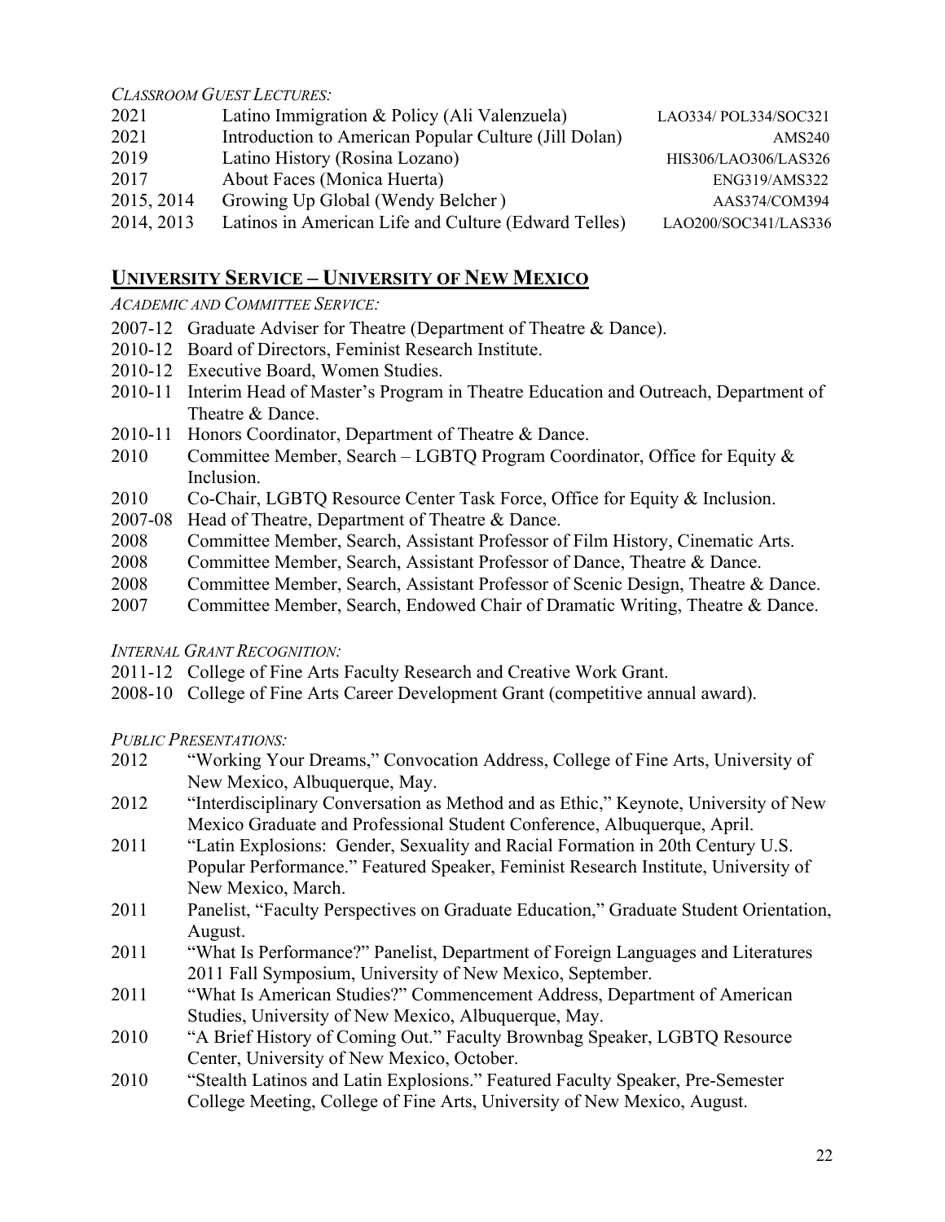*CLASSROOM GUEST LECTURES:*

| | | |
|---|---|---|
| 2021 | Latino Immigration & Policy (Ali Valenzuela) | LAO334/ POL334/SOC321 |
| 2021 | Introduction to American Popular Culture (Jill Dolan) | AMS240 |
| 2019 | Latino History (Rosina Lozano) | HIS306/LAO306/LAS326 |
| 2017 | About Faces (Monica Huerta) | ENG319/AMS322 |
| 2015, 2014 | Growing Up Global (Wendy Belcher ) | AAS374/COM394 |
| 2014, 2013 | Latinos in American Life and Culture (Edward Telles) | LAO200/SOC341/LAS336 |

## UNIVERSITY SERVICE – UNIVERSITY OF NEW MEXICO

*ACADEMIC AND COMMITTEE SERVICE:*

- 2007-12 Graduate Adviser for Theatre (Department of Theatre & Dance).
- 2010-12 Board of Directors, Feminist Research Institute.
- 2010-12 Executive Board, Women Studies.
- 2010-11 Interim Head of Master's Program in Theatre Education and Outreach, Department of Theatre & Dance.
- 2010-11 Honors Coordinator, Department of Theatre & Dance.
- 2010 Committee Member, Search – LGBTQ Program Coordinator, Office for Equity & Inclusion.
- 2010 Co-Chair, LGBTQ Resource Center Task Force, Office for Equity & Inclusion.
- 2007-08 Head of Theatre, Department of Theatre & Dance.
- 2008 Committee Member, Search, Assistant Professor of Film History, Cinematic Arts.
- 2008 Committee Member, Search, Assistant Professor of Dance, Theatre & Dance.
- 2008 Committee Member, Search, Assistant Professor of Scenic Design, Theatre & Dance.
- 2007 Committee Member, Search, Endowed Chair of Dramatic Writing, Theatre & Dance.

*INTERNAL GRANT RECOGNITION:*

- 2011-12 College of Fine Arts Faculty Research and Creative Work Grant.
- 2008-10 College of Fine Arts Career Development Grant (competitive annual award).

*PUBLIC PRESENTATIONS:*

- 2012 "Working Your Dreams," Convocation Address, College of Fine Arts, University of New Mexico, Albuquerque, May.
- 2012 "Interdisciplinary Conversation as Method and as Ethic," Keynote, University of New Mexico Graduate and Professional Student Conference, Albuquerque, April.
- 2011 "Latin Explosions: Gender, Sexuality and Racial Formation in 20th Century U.S. Popular Performance." Featured Speaker, Feminist Research Institute, University of New Mexico, March.
- 2011 Panelist, "Faculty Perspectives on Graduate Education," Graduate Student Orientation, August.
- 2011 "What Is Performance?" Panelist, Department of Foreign Languages and Literatures 2011 Fall Symposium, University of New Mexico, September.
- 2011 "What Is American Studies?" Commencement Address, Department of American Studies, University of New Mexico, Albuquerque, May.
- 2010 "A Brief History of Coming Out." Faculty Brownbag Speaker, LGBTQ Resource Center, University of New Mexico, October.
- 2010 "Stealth Latinos and Latin Explosions." Featured Faculty Speaker, Pre-Semester College Meeting, College of Fine Arts, University of New Mexico, August.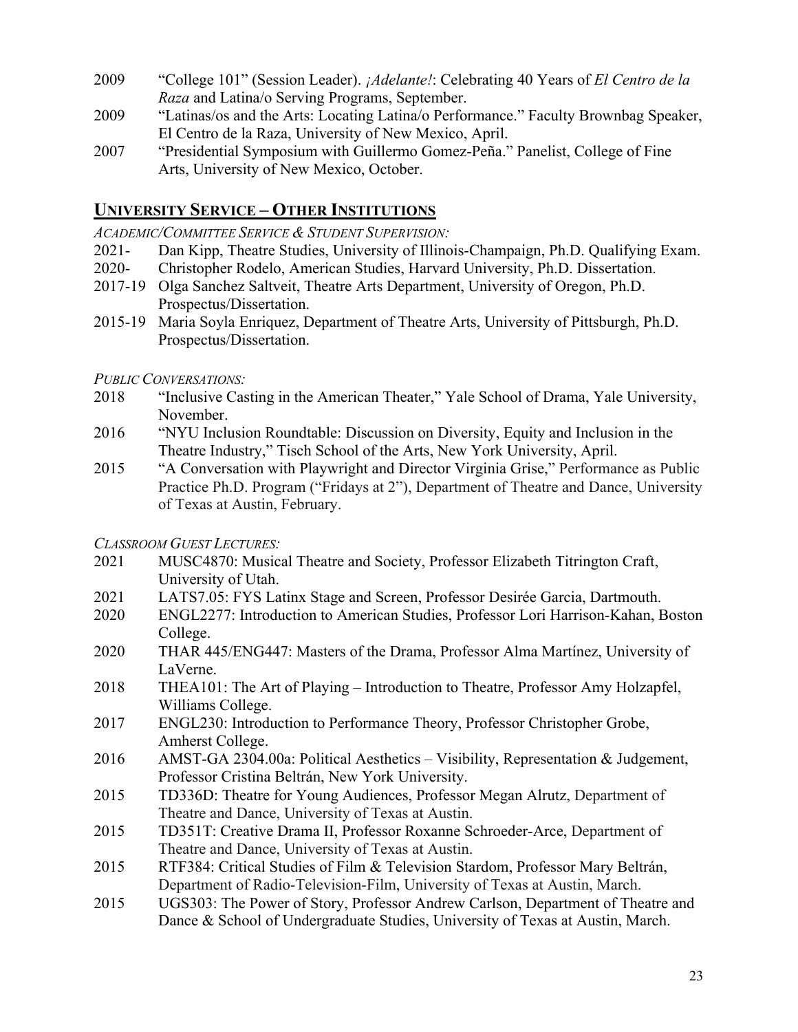2009 "College 101" (Session Leader). *¡Adelante!*: Celebrating 40 Years of *El Centro de la Raza* and Latina/o Serving Programs, September.

2009 "Latinas/os and the Arts: Locating Latina/o Performance." Faculty Brownbag Speaker, El Centro de la Raza, University of New Mexico, April.

2007 "Presidential Symposium with Guillermo Gomez-Peña." Panelist, College of Fine Arts, University of New Mexico, October.

## UNIVERSITY SERVICE – OTHER INSTITUTIONS

*ACADEMIC/COMMITTEE SERVICE & STUDENT SUPERVISION:*

2021- Dan Kipp, Theatre Studies, University of Illinois-Champaign, Ph.D. Qualifying Exam.

2020- Christopher Rodelo, American Studies, Harvard University, Ph.D. Dissertation.

2017-19 Olga Sanchez Saltveit, Theatre Arts Department, University of Oregon, Ph.D. Prospectus/Dissertation.

2015-19 Maria Soyla Enriquez, Department of Theatre Arts, University of Pittsburgh, Ph.D. Prospectus/Dissertation.

*PUBLIC CONVERSATIONS:*

2018 "Inclusive Casting in the American Theater," Yale School of Drama, Yale University, November.

2016 "NYU Inclusion Roundtable: Discussion on Diversity, Equity and Inclusion in the Theatre Industry," Tisch School of the Arts, New York University, April.

2015 "A Conversation with Playwright and Director Virginia Grise," Performance as Public Practice Ph.D. Program ("Fridays at 2"), Department of Theatre and Dance, University of Texas at Austin, February.

*CLASSROOM GUEST LECTURES:*

2021 MUSC4870: Musical Theatre and Society, Professor Elizabeth Titrington Craft, University of Utah.

2021 LATS7.05: FYS Latinx Stage and Screen, Professor Desirée Garcia, Dartmouth.

2020 ENGL2277: Introduction to American Studies, Professor Lori Harrison-Kahan, Boston College.

2020 THAR 445/ENG447: Masters of the Drama, Professor Alma Martínez, University of LaVerne.

2018 THEA101: The Art of Playing – Introduction to Theatre, Professor Amy Holzapfel, Williams College.

2017 ENGL230: Introduction to Performance Theory, Professor Christopher Grobe, Amherst College.

2016 AMST-GA 2304.00a: Political Aesthetics – Visibility, Representation & Judgement, Professor Cristina Beltrán, New York University.

2015 TD336D: Theatre for Young Audiences, Professor Megan Alrutz, Department of Theatre and Dance, University of Texas at Austin.

2015 TD351T: Creative Drama II, Professor Roxanne Schroeder-Arce, Department of Theatre and Dance, University of Texas at Austin.

2015 RTF384: Critical Studies of Film & Television Stardom, Professor Mary Beltrán, Department of Radio-Television-Film, University of Texas at Austin, March.

2015 UGS303: The Power of Story, Professor Andrew Carlson, Department of Theatre and Dance & School of Undergraduate Studies, University of Texas at Austin, March.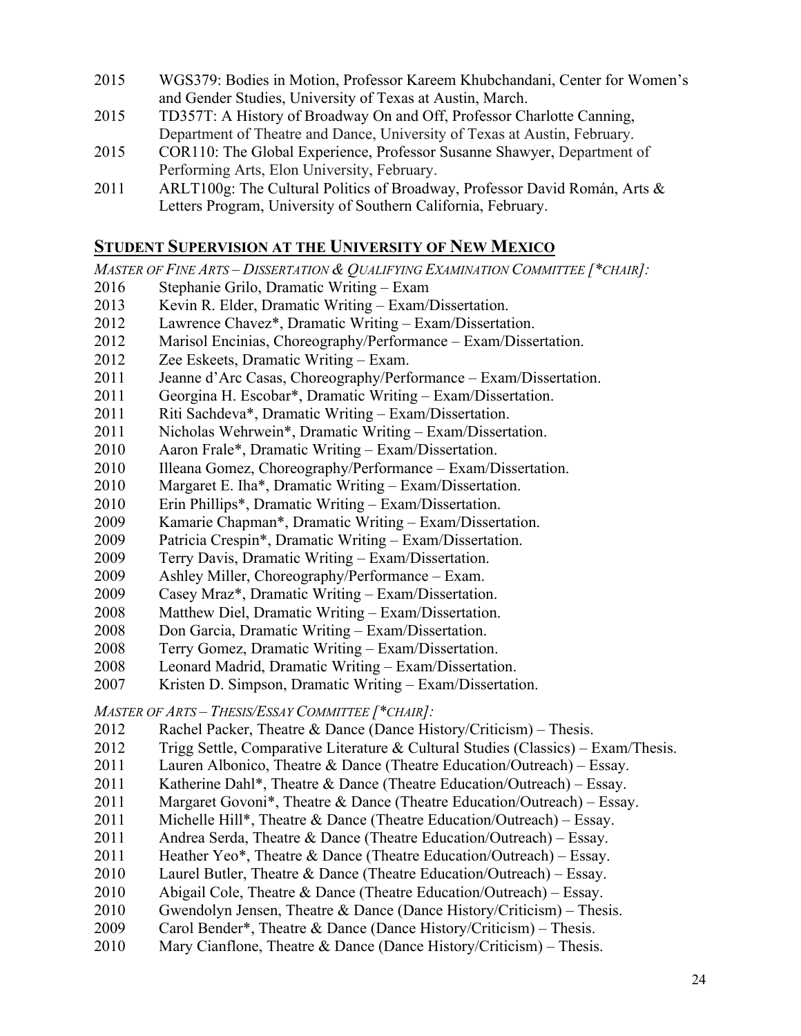2015 WGS379: Bodies in Motion, Professor Kareem Khubchandani, Center for Women's and Gender Studies, University of Texas at Austin, March.

2015 TD357T: A History of Broadway On and Off, Professor Charlotte Canning, Department of Theatre and Dance, University of Texas at Austin, February.

2015 COR110: The Global Experience, Professor Susanne Shawyer, Department of Performing Arts, Elon University, February.

2011 ARLT100g: The Cultural Politics of Broadway, Professor David Román, Arts & Letters Program, University of Southern California, February.

## STUDENT SUPERVISION AT THE UNIVERSITY OF NEW MEXICO

*MASTER OF FINE ARTS – DISSERTATION & QUALIFYING EXAMINATION COMMITTEE [*CHAIR]:*

2016 Stephanie Grilo, Dramatic Writing – Exam
2013 Kevin R. Elder, Dramatic Writing – Exam/Dissertation.
2012 Lawrence Chavez*, Dramatic Writing – Exam/Dissertation.
2012 Marisol Encinias, Choreography/Performance – Exam/Dissertation.
2012 Zee Eskeets, Dramatic Writing – Exam.
2011 Jeanne d'Arc Casas, Choreography/Performance – Exam/Dissertation.
2011 Georgina H. Escobar*, Dramatic Writing – Exam/Dissertation.
2011 Riti Sachdeva*, Dramatic Writing – Exam/Dissertation.
2011 Nicholas Wehrwein*, Dramatic Writing – Exam/Dissertation.
2010 Aaron Frale*, Dramatic Writing – Exam/Dissertation.
2010 Illeana Gomez, Choreography/Performance – Exam/Dissertation.
2010 Margaret E. Iha*, Dramatic Writing – Exam/Dissertation.
2010 Erin Phillips*, Dramatic Writing – Exam/Dissertation.
2009 Kamarie Chapman*, Dramatic Writing – Exam/Dissertation.
2009 Patricia Crespin*, Dramatic Writing – Exam/Dissertation.
2009 Terry Davis, Dramatic Writing – Exam/Dissertation.
2009 Ashley Miller, Choreography/Performance – Exam.
2009 Casey Mraz*, Dramatic Writing – Exam/Dissertation.
2008 Matthew Diel, Dramatic Writing – Exam/Dissertation.
2008 Don Garcia, Dramatic Writing – Exam/Dissertation.
2008 Terry Gomez, Dramatic Writing – Exam/Dissertation.
2008 Leonard Madrid, Dramatic Writing – Exam/Dissertation.
2007 Kristen D. Simpson, Dramatic Writing – Exam/Dissertation.

*MASTER OF ARTS – THESIS/ESSAY COMMITTEE [*CHAIR]:*

2012 Rachel Packer, Theatre & Dance (Dance History/Criticism) – Thesis.
2012 Trigg Settle, Comparative Literature & Cultural Studies (Classics) – Exam/Thesis.
2011 Lauren Albonico, Theatre & Dance (Theatre Education/Outreach) – Essay.
2011 Katherine Dahl*, Theatre & Dance (Theatre Education/Outreach) – Essay.
2011 Margaret Govoni*, Theatre & Dance (Theatre Education/Outreach) – Essay.
2011 Michelle Hill*, Theatre & Dance (Theatre Education/Outreach) – Essay.
2011 Andrea Serda, Theatre & Dance (Theatre Education/Outreach) – Essay.
2011 Heather Yeo*, Theatre & Dance (Theatre Education/Outreach) – Essay.
2010 Laurel Butler, Theatre & Dance (Theatre Education/Outreach) – Essay.
2010 Abigail Cole, Theatre & Dance (Theatre Education/Outreach) – Essay.
2010 Gwendolyn Jensen, Theatre & Dance (Dance History/Criticism) – Thesis.
2009 Carol Bender*, Theatre & Dance (Dance History/Criticism) – Thesis.
2010 Mary Cianflone, Theatre & Dance (Dance History/Criticism) – Thesis.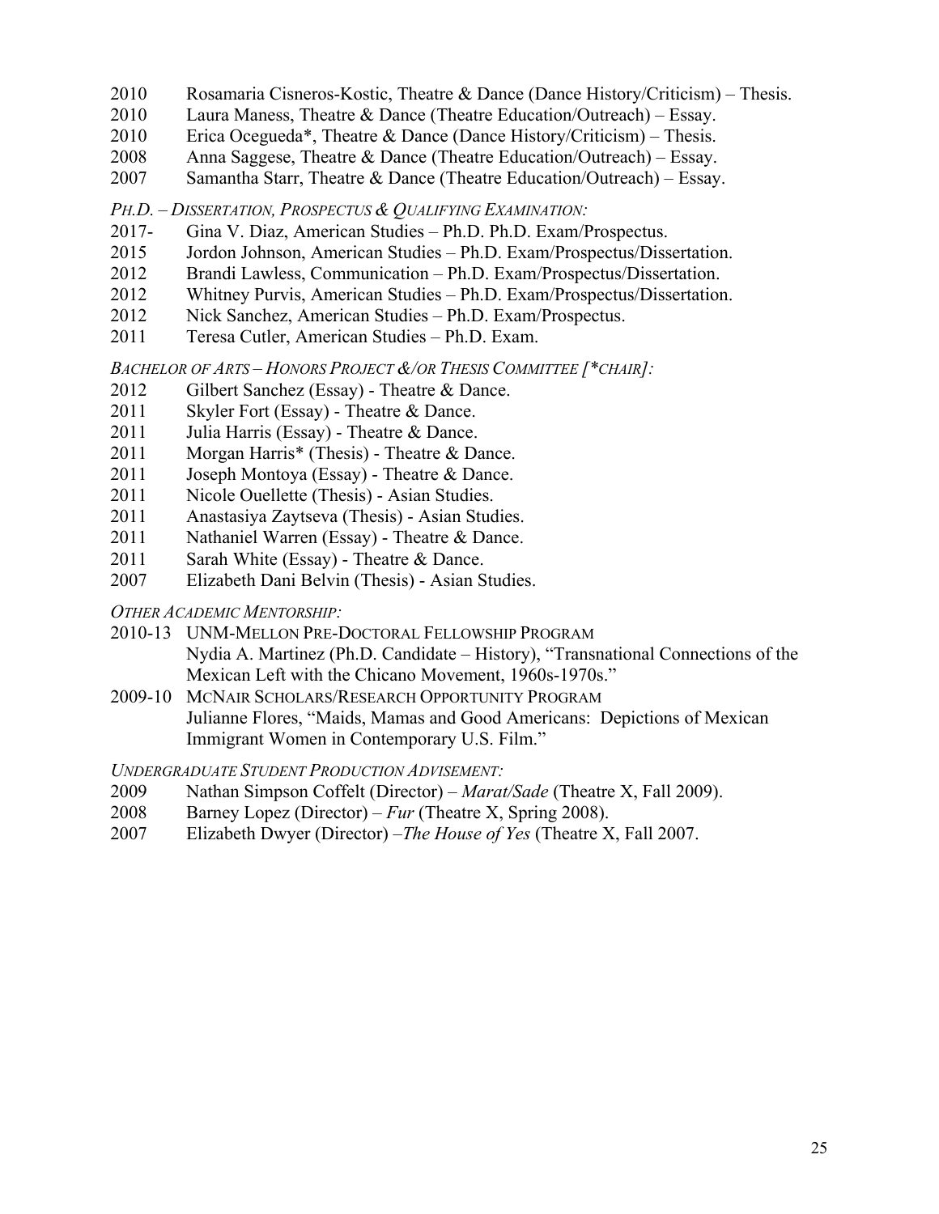2010 Rosamaria Cisneros-Kostic, Theatre & Dance (Dance History/Criticism) – Thesis.
2010 Laura Maness, Theatre & Dance (Theatre Education/Outreach) – Essay.
2010 Erica Ocegueda*, Theatre & Dance (Dance History/Criticism) – Thesis.
2008 Anna Saggese, Theatre & Dance (Theatre Education/Outreach) – Essay.
2007 Samantha Starr, Theatre & Dance (Theatre Education/Outreach) – Essay.

*PH.D. – DISSERTATION, PROSPECTUS & QUALIFYING EXAMINATION:*

2017- Gina V. Diaz, American Studies – Ph.D. Ph.D. Exam/Prospectus.
2015 Jordon Johnson, American Studies – Ph.D. Exam/Prospectus/Dissertation.
2012 Brandi Lawless, Communication – Ph.D. Exam/Prospectus/Dissertation.
2012 Whitney Purvis, American Studies – Ph.D. Exam/Prospectus/Dissertation.
2012 Nick Sanchez, American Studies – Ph.D. Exam/Prospectus.
2011 Teresa Cutler, American Studies – Ph.D. Exam.

*BACHELOR OF ARTS – HONORS PROJECT &/OR THESIS COMMITTEE [*CHAIR]:*

2012 Gilbert Sanchez (Essay) - Theatre & Dance.
2011 Skyler Fort (Essay) - Theatre & Dance.
2011 Julia Harris (Essay) - Theatre & Dance.
2011 Morgan Harris* (Thesis) - Theatre & Dance.
2011 Joseph Montoya (Essay) - Theatre & Dance.
2011 Nicole Ouellette (Thesis) - Asian Studies.
2011 Anastasiya Zaytseva (Thesis) - Asian Studies.
2011 Nathaniel Warren (Essay) - Theatre & Dance.
2011 Sarah White (Essay) - Theatre & Dance.
2007 Elizabeth Dani Belvin (Thesis) - Asian Studies.

*OTHER ACADEMIC MENTORSHIP:*

2010-13 UNM-MELLON PRE-DOCTORAL FELLOWSHIP PROGRAM
Nydia A. Martinez (Ph.D. Candidate – History), "Transnational Connections of the Mexican Left with the Chicano Movement, 1960s-1970s."

2009-10 MCNAIR SCHOLARS/RESEARCH OPPORTUNITY PROGRAM
Julianne Flores, "Maids, Mamas and Good Americans: Depictions of Mexican Immigrant Women in Contemporary U.S. Film."

*UNDERGRADUATE STUDENT PRODUCTION ADVISEMENT:*

2009 Nathan Simpson Coffelt (Director) – *Marat/Sade* (Theatre X, Fall 2009).
2008 Barney Lopez (Director) – *Fur* (Theatre X, Spring 2008).
2007 Elizabeth Dwyer (Director) –*The House of Yes* (Theatre X, Fall 2007.